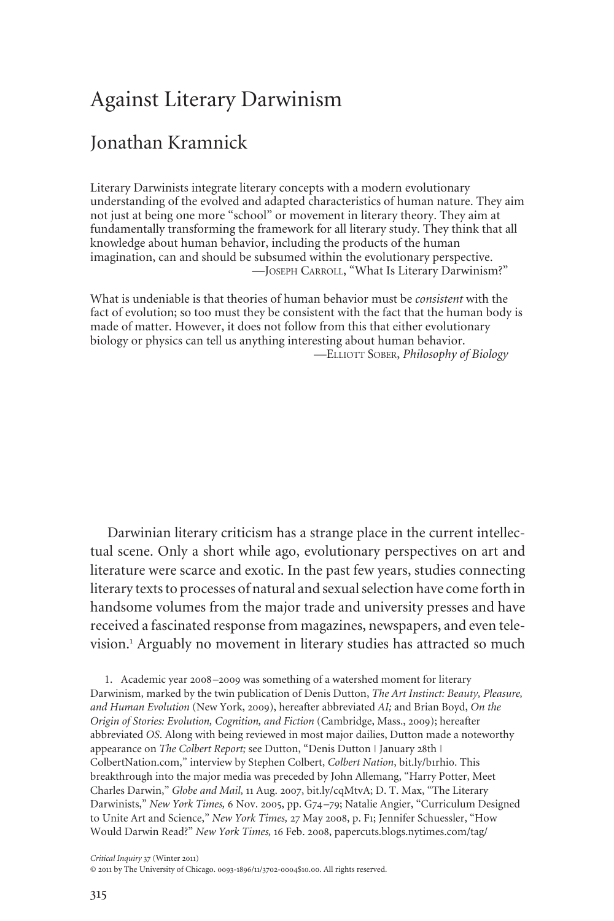# Against Literary Darwinism

## Jonathan Kramnick

> Literary Darwinists integrate literary concepts with a modern evolutionary understanding of the evolved and adapted characteristics of human nature. They aim not just at being one more "school" or movement in literary theory. They aim at fundamentally transforming the framework for all literary study. They think that all knowledge about human behavior, including the products of the human imagination, can and should be subsumed within the evolutionary perspective.
>
> —Joseph Carroll, "What Is Literary Darwinism?"

> What is undeniable is that theories of human behavior must be *consistent* with the fact of evolution; so too must they be consistent with the fact that the human body is made of matter. However, it does not follow from this that either evolutionary biology or physics can tell us anything interesting about human behavior.
>
> —Elliott Sober, *Philosophy of Biology*

Darwinian literary criticism has a strange place in the current intellectual scene. Only a short while ago, evolutionary perspectives on art and literature were scarce and exotic. In the past few years, studies connecting literary texts to processes of natural and sexual selection have come forth in handsome volumes from the major trade and university presses and have received a fascinated response from magazines, newspapers, and even television.[1] Arguably no movement in literary studies has attracted so much

1. Academic year 2008–2009 was something of a watershed moment for literary Darwinism, marked by the twin publication of Denis Dutton, *The Art Instinct: Beauty, Pleasure, and Human Evolution* (New York, 2009), hereafter abbreviated *AI;* and Brian Boyd, *On the Origin of Stories: Evolution, Cognition, and Fiction* (Cambridge, Mass., 2009); hereafter abbreviated *OS*. Along with being reviewed in most major dailies, Dutton made a noteworthy appearance on *The Colbert Report;* see Dutton, "Denis Dutton | January 28th | ColbertNation.com," interview by Stephen Colbert, *Colbert Nation*, bit.ly/b1rhi0. This breakthrough into the major media was preceded by John Allemang, "Harry Potter, Meet Charles Darwin," *Globe and Mail,* 11 Aug. 2007, bit.ly/cqMtvA; D. T. Max, "The Literary Darwinists," *New York Times,* 6 Nov. 2005, pp. G74–79; Natalie Angier, "Curriculum Designed to Unite Art and Science," *New York Times,* 27 May 2008, p. F1; Jennifer Schuessler, "How Would Darwin Read?" *New York Times,* 16 Feb. 2008, papercuts.blogs.nytimes.com/tag/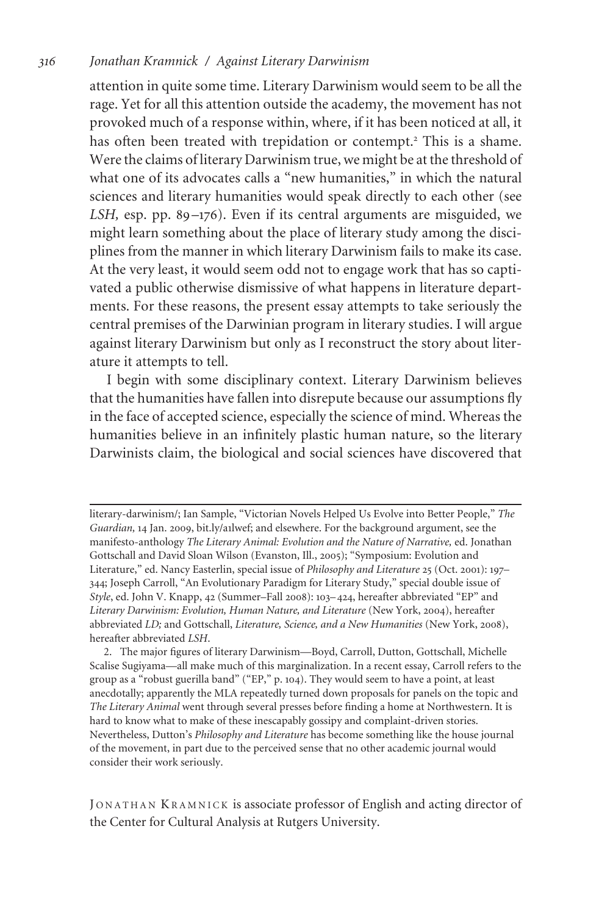attention in quite some time. Literary Darwinism would seem to be all the rage. Yet for all this attention outside the academy, the movement has not provoked much of a response within, where, if it has been noticed at all, it has often been treated with trepidation or contempt.[2] This is a shame. Were the claims of literary Darwinism true, we might be at the threshold of what one of its advocates calls a "new humanities," in which the natural sciences and literary humanities would speak directly to each other (see *LSH,* esp. pp. 89–176). Even if its central arguments are misguided, we might learn something about the place of literary study among the disciplines from the manner in which literary Darwinism fails to make its case. At the very least, it would seem odd not to engage work that has so captivated a public otherwise dismissive of what happens in literature departments. For these reasons, the present essay attempts to take seriously the central premises of the Darwinian program in literary studies. I will argue against literary Darwinism but only as I reconstruct the story about literature it attempts to tell.

I begin with some disciplinary context. Literary Darwinism believes that the humanities have fallen into disrepute because our assumptions fly in the face of accepted science, especially the science of mind. Whereas the humanities believe in an infinitely plastic human nature, so the literary Darwinists claim, the biological and social sciences have discovered that

---

literary-darwinism/; Ian Sample, "Victorian Novels Helped Us Evolve into Better People," *The Guardian,* 14 Jan. 2009, bit.ly/a1lwef; and elsewhere. For the background argument, see the manifesto-anthology *The Literary Animal: Evolution and the Nature of Narrative,* ed. Jonathan Gottschall and David Sloan Wilson (Evanston, Ill., 2005); "Symposium: Evolution and Literature," ed. Nancy Easterlin, special issue of *Philosophy and Literature* 25 (Oct. 2001): 197–344; Joseph Carroll, "An Evolutionary Paradigm for Literary Study," special double issue of *Style*, ed. John V. Knapp, 42 (Summer–Fall 2008): 103–424, hereafter abbreviated "EP" and *Literary Darwinism: Evolution, Human Nature, and Literature* (New York, 2004), hereafter abbreviated *LD;* and Gottschall, *Literature, Science, and a New Humanities* (New York, 2008), hereafter abbreviated *LSH*.

2. The major figures of literary Darwinism—Boyd, Carroll, Dutton, Gottschall, Michelle Scalise Sugiyama—all make much of this marginalization. In a recent essay, Carroll refers to the group as a "robust guerilla band" ("EP," p. 104). They would seem to have a point, at least anecdotally; apparently the MLA repeatedly turned down proposals for panels on the topic and *The Literary Animal* went through several presses before finding a home at Northwestern. It is hard to know what to make of these inescapably gossipy and complaint-driven stories. Nevertheless, Dutton's *Philosophy and Literature* has become something like the house journal of the movement, in part due to the perceived sense that no other academic journal would consider their work seriously.

Jonathan Kramnick is associate professor of English and acting director of the Center for Cultural Analysis at Rutgers University.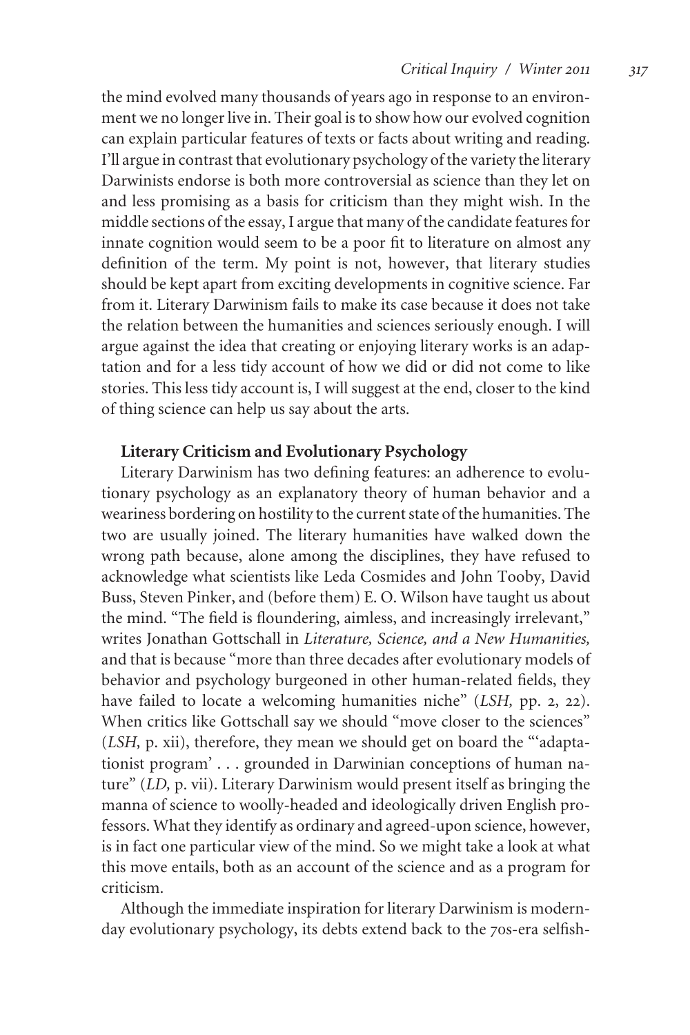the mind evolved many thousands of years ago in response to an environment we no longer live in. Their goal is to show how our evolved cognition can explain particular features of texts or facts about writing and reading. I'll argue in contrast that evolutionary psychology of the variety the literary Darwinists endorse is both more controversial as science than they let on and less promising as a basis for criticism than they might wish. In the middle sections of the essay, I argue that many of the candidate features for innate cognition would seem to be a poor fit to literature on almost any definition of the term. My point is not, however, that literary studies should be kept apart from exciting developments in cognitive science. Far from it. Literary Darwinism fails to make its case because it does not take the relation between the humanities and sciences seriously enough. I will argue against the idea that creating or enjoying literary works is an adaptation and for a less tidy account of how we did or did not come to like stories. This less tidy account is, I will suggest at the end, closer to the kind of thing science can help us say about the arts.

## Literary Criticism and Evolutionary Psychology

Literary Darwinism has two defining features: an adherence to evolutionary psychology as an explanatory theory of human behavior and a weariness bordering on hostility to the current state of the humanities. The two are usually joined. The literary humanities have walked down the wrong path because, alone among the disciplines, they have refused to acknowledge what scientists like Leda Cosmides and John Tooby, David Buss, Steven Pinker, and (before them) E. O. Wilson have taught us about the mind. "The field is floundering, aimless, and increasingly irrelevant," writes Jonathan Gottschall in *Literature, Science, and a New Humanities,* and that is because "more than three decades after evolutionary models of behavior and psychology burgeoned in other human-related fields, they have failed to locate a welcoming humanities niche" (*LSH,* pp. 2, 22). When critics like Gottschall say we should "move closer to the sciences" (*LSH,* p. xii), therefore, they mean we should get on board the "'adaptationist program' . . . grounded in Darwinian conceptions of human nature" (*LD,* p. vii). Literary Darwinism would present itself as bringing the manna of science to woolly-headed and ideologically driven English professors. What they identify as ordinary and agreed-upon science, however, is in fact one particular view of the mind. So we might take a look at what this move entails, both as an account of the science and as a program for criticism.

Although the immediate inspiration for literary Darwinism is modern-day evolutionary psychology, its debts extend back to the 70s-era selfish-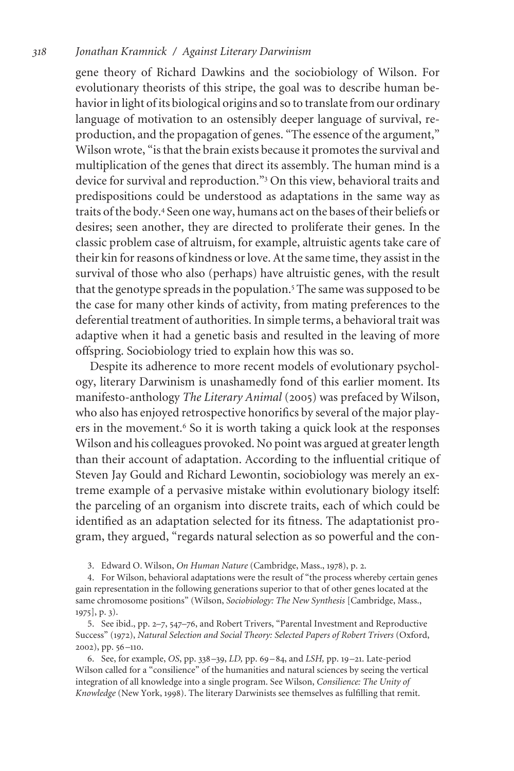gene theory of Richard Dawkins and the sociobiology of Wilson. For evolutionary theorists of this stripe, the goal was to describe human behavior in light of its biological origins and so to translate from our ordinary language of motivation to an ostensibly deeper language of survival, reproduction, and the propagation of genes. "The essence of the argument," Wilson wrote, "is that the brain exists because it promotes the survival and multiplication of the genes that direct its assembly. The human mind is a device for survival and reproduction."[3] On this view, behavioral traits and predispositions could be understood as adaptations in the same way as traits of the body.[4] Seen one way, humans act on the bases of their beliefs or desires; seen another, they are directed to proliferate their genes. In the classic problem case of altruism, for example, altruistic agents take care of their kin for reasons of kindness or love. At the same time, they assist in the survival of those who also (perhaps) have altruistic genes, with the result that the genotype spreads in the population.[5] The same was supposed to be the case for many other kinds of activity, from mating preferences to the deferential treatment of authorities. In simple terms, a behavioral trait was adaptive when it had a genetic basis and resulted in the leaving of more offspring. Sociobiology tried to explain how this was so.

Despite its adherence to more recent models of evolutionary psychology, literary Darwinism is unashamedly fond of this earlier moment. Its manifesto-anthology *The Literary Animal* (2005) was prefaced by Wilson, who also has enjoyed retrospective honorifics by several of the major players in the movement.[6] So it is worth taking a quick look at the responses Wilson and his colleagues provoked. No point was argued at greater length than their account of adaptation. According to the influential critique of Steven Jay Gould and Richard Lewontin, sociobiology was merely an extreme example of a pervasive mistake within evolutionary biology itself: the parceling of an organism into discrete traits, each of which could be identified as an adaptation selected for its fitness. The adaptationist program, they argued, "regards natural selection as so powerful and the con-

3. Edward O. Wilson, *On Human Nature* (Cambridge, Mass., 1978), p. 2.

4. For Wilson, behavioral adaptations were the result of "the process whereby certain genes gain representation in the following generations superior to that of other genes located at the same chromosome positions" (Wilson, *Sociobiology: The New Synthesis* [Cambridge, Mass., 1975], p. 3).

5. See ibid., pp. 2–7, 547–76, and Robert Trivers, "Parental Investment and Reproductive Success" (1972), *Natural Selection and Social Theory: Selected Papers of Robert Trivers* (Oxford, 2002), pp. 56–110.

6. See, for example, *OS*, pp. 338–39, *LD*, pp. 69–84, and *LSH*, pp. 19–21. Late-period Wilson called for a "consilience" of the humanities and natural sciences by seeing the vertical integration of all knowledge into a single program. See Wilson, *Consilience: The Unity of Knowledge* (New York, 1998). The literary Darwinists see themselves as fulfilling that remit.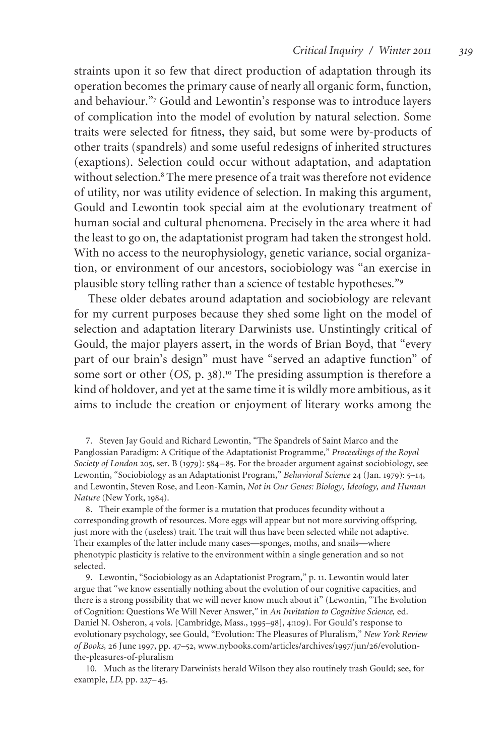straints upon it so few that direct production of adaptation through its operation becomes the primary cause of nearly all organic form, function, and behaviour."[7] Gould and Lewontin's response was to introduce layers of complication into the model of evolution by natural selection. Some traits were selected for fitness, they said, but some were by-products of other traits (spandrels) and some useful redesigns of inherited structures (exaptions). Selection could occur without adaptation, and adaptation without selection.[8] The mere presence of a trait was therefore not evidence of utility, nor was utility evidence of selection. In making this argument, Gould and Lewontin took special aim at the evolutionary treatment of human social and cultural phenomena. Precisely in the area where it had the least to go on, the adaptationist program had taken the strongest hold. With no access to the neurophysiology, genetic variance, social organization, or environment of our ancestors, sociobiology was "an exercise in plausible story telling rather than a science of testable hypotheses."[9]

These older debates around adaptation and sociobiology are relevant for my current purposes because they shed some light on the model of selection and adaptation literary Darwinists use. Unstintingly critical of Gould, the major players assert, in the words of Brian Boyd, that "every part of our brain's design" must have "served an adaptive function" of some sort or other (*OS,* p. 38).[10] The presiding assumption is therefore a kind of holdover, and yet at the same time it is wildly more ambitious, as it aims to include the creation or enjoyment of literary works among the

7. Steven Jay Gould and Richard Lewontin, "The Spandrels of Saint Marco and the Panglossian Paradigm: A Critique of the Adaptationist Programme," *Proceedings of the Royal Society of London* 205, ser. B (1979): 584–85. For the broader argument against sociobiology, see Lewontin, "Sociobiology as an Adaptationist Program," *Behavioral Science* 24 (Jan. 1979): 5–14, and Lewontin, Steven Rose, and Leon-Kamin, *Not in Our Genes: Biology, Ideology, and Human Nature* (New York, 1984).

8. Their example of the former is a mutation that produces fecundity without a corresponding growth of resources. More eggs will appear but not more surviving offspring, just more with the (useless) trait. The trait will thus have been selected while not adaptive. Their examples of the latter include many cases—sponges, moths, and snails—where phenotypic plasticity is relative to the environment within a single generation and so not selected.

9. Lewontin, "Sociobiology as an Adaptationist Program," p. 11. Lewontin would later argue that "we know essentially nothing about the evolution of our cognitive capacities, and there is a strong possibility that we will never know much about it" (Lewontin, "The Evolution of Cognition: Questions We Will Never Answer," in *An Invitation to Cognitive Science,* ed. Daniel N. Osheron, 4 vols. [Cambridge, Mass., 1995–98], 4:109). For Gould's response to evolutionary psychology, see Gould, "Evolution: The Pleasures of Pluralism," *New York Review of Books,* 26 June 1997, pp. 47–52, www.nybooks.com/articles/archives/1997/jun/26/evolution-the-pleasures-of-pluralism

10. Much as the literary Darwinists herald Wilson they also routinely trash Gould; see, for example, *LD,* pp. 227–45.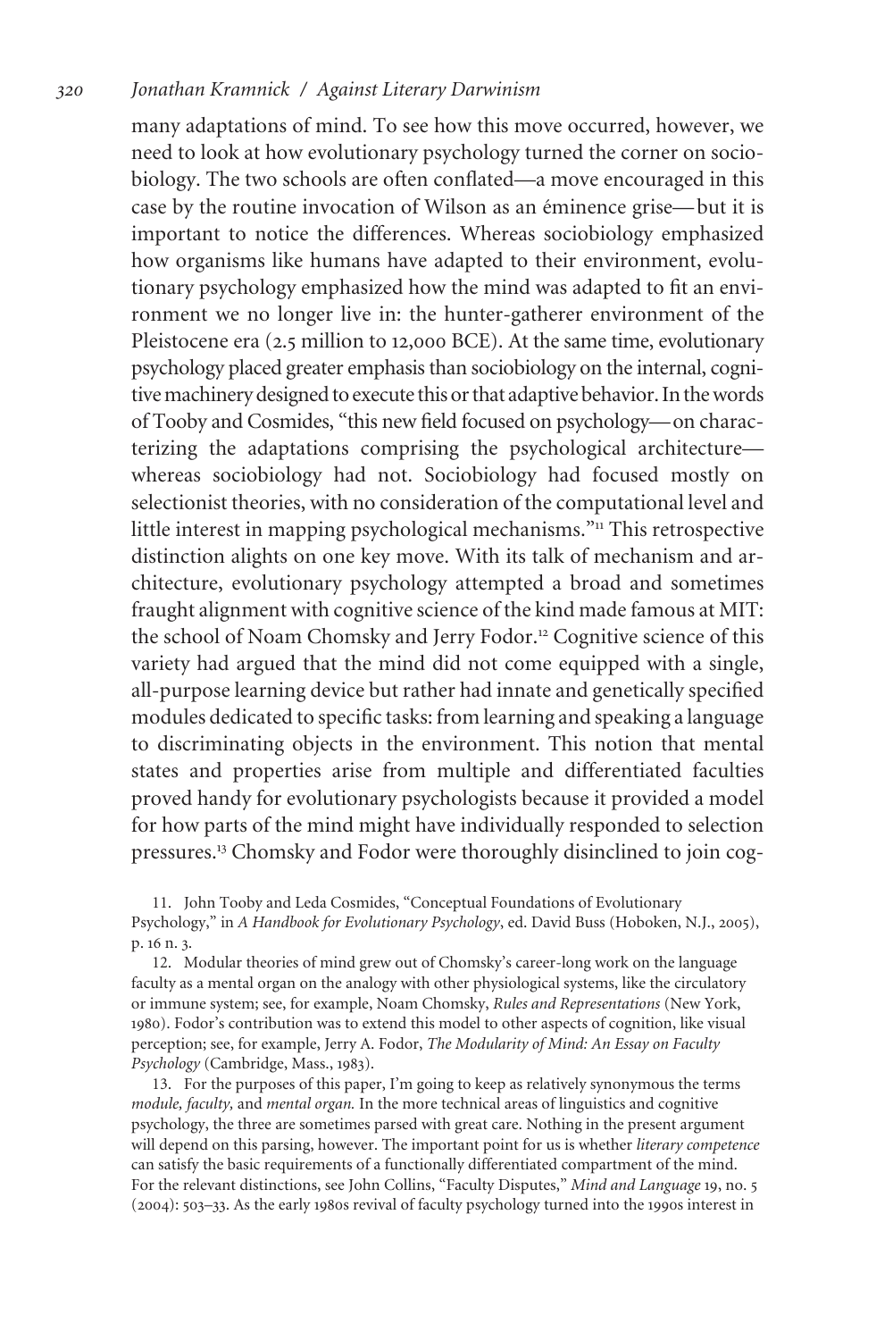many adaptations of mind. To see how this move occurred, however, we need to look at how evolutionary psychology turned the corner on sociobiology. The two schools are often conflated—a move encouraged in this case by the routine invocation of Wilson as an éminence grise—but it is important to notice the differences. Whereas sociobiology emphasized how organisms like humans have adapted to their environment, evolutionary psychology emphasized how the mind was adapted to fit an environment we no longer live in: the hunter-gatherer environment of the Pleistocene era (2.5 million to 12,000 BCE). At the same time, evolutionary psychology placed greater emphasis than sociobiology on the internal, cognitive machinery designed to execute this or that adaptive behavior. In the words of Tooby and Cosmides, "this new field focused on psychology—on characterizing the adaptations comprising the psychological architecture—whereas sociobiology had not. Sociobiology had focused mostly on selectionist theories, with no consideration of the computational level and little interest in mapping psychological mechanisms."[11] This retrospective distinction alights on one key move. With its talk of mechanism and architecture, evolutionary psychology attempted a broad and sometimes fraught alignment with cognitive science of the kind made famous at MIT: the school of Noam Chomsky and Jerry Fodor.[12] Cognitive science of this variety had argued that the mind did not come equipped with a single, all-purpose learning device but rather had innate and genetically specified modules dedicated to specific tasks: from learning and speaking a language to discriminating objects in the environment. This notion that mental states and properties arise from multiple and differentiated faculties proved handy for evolutionary psychologists because it provided a model for how parts of the mind might have individually responded to selection pressures.[13] Chomsky and Fodor were thoroughly disinclined to join cog-

11. John Tooby and Leda Cosmides, "Conceptual Foundations of Evolutionary Psychology," in *A Handbook for Evolutionary Psychology*, ed. David Buss (Hoboken, N.J., 2005), p. 16 n. 3.

12. Modular theories of mind grew out of Chomsky's career-long work on the language faculty as a mental organ on the analogy with other physiological systems, like the circulatory or immune system; see, for example, Noam Chomsky, *Rules and Representations* (New York, 1980). Fodor's contribution was to extend this model to other aspects of cognition, like visual perception; see, for example, Jerry A. Fodor, *The Modularity of Mind: An Essay on Faculty Psychology* (Cambridge, Mass., 1983).

13. For the purposes of this paper, I'm going to keep as relatively synonymous the terms *module, faculty,* and *mental organ.* In the more technical areas of linguistics and cognitive psychology, the three are sometimes parsed with great care. Nothing in the present argument will depend on this parsing, however. The important point for us is whether *literary competence* can satisfy the basic requirements of a functionally differentiated compartment of the mind. For the relevant distinctions, see John Collins, "Faculty Disputes," *Mind and Language* 19, no. 5 (2004): 503–33. As the early 1980s revival of faculty psychology turned into the 1990s interest in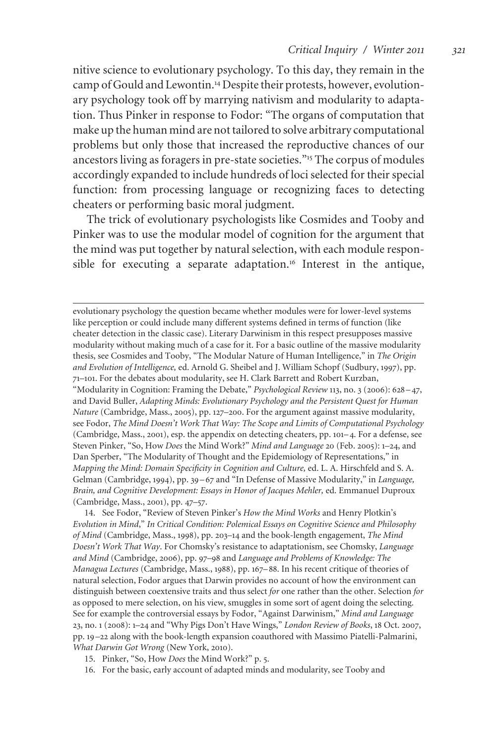nitive science to evolutionary psychology. To this day, they remain in the camp of Gould and Lewontin.[14] Despite their protests, however, evolutionary psychology took off by marrying nativism and modularity to adaptation. Thus Pinker in response to Fodor: "The organs of computation that make up the human mind are not tailored to solve arbitrary computational problems but only those that increased the reproductive chances of our ancestors living as foragers in pre-state societies."[15] The corpus of modules accordingly expanded to include hundreds of loci selected for their special function: from processing language or recognizing faces to detecting cheaters or performing basic moral judgment.

The trick of evolutionary psychologists like Cosmides and Tooby and Pinker was to use the modular model of cognition for the argument that the mind was put together by natural selection, with each module responsible for executing a separate adaptation.[16] Interest in the antique,

---

evolutionary psychology the question became whether modules were for lower-level systems like perception or could include many different systems defined in terms of function (like cheater detection in the classic case). Literary Darwinism in this respect presupposes massive modularity without making much of a case for it. For a basic outline of the massive modularity thesis, see Cosmides and Tooby, "The Modular Nature of Human Intelligence," in *The Origin and Evolution of Intelligence,* ed. Arnold G. Sheibel and J. William Schopf (Sudbury, 1997), pp. 71–101. For the debates about modularity, see H. Clark Barrett and Robert Kurzban, "Modularity in Cognition: Framing the Debate," *Psychological Review* 113, no. 3 (2006): 628–47, and David Buller, *Adapting Minds: Evolutionary Psychology and the Persistent Quest for Human Nature* (Cambridge, Mass., 2005), pp. 127–200. For the argument against massive modularity, see Fodor, *The Mind Doesn't Work That Way: The Scope and Limits of Computational Psychology* (Cambridge, Mass., 2001), esp. the appendix on detecting cheaters, pp. 101–4. For a defense, see Steven Pinker, "So, How *Does* the Mind Work?" *Mind and Language* 20 (Feb. 2005): 1–24, and Dan Sperber, "The Modularity of Thought and the Epidemiology of Representations," in *Mapping the Mind: Domain Specificity in Cognition and Culture,* ed. L. A. Hirschfeld and S. A. Gelman (Cambridge, 1994), pp. 39–67 and "In Defense of Massive Modularity," in *Language, Brain, and Cognitive Development: Essays in Honor of Jacques Mehler,* ed. Emmanuel Duproux (Cambridge, Mass., 2001), pp. 47–57.

14. See Fodor, "Review of Steven Pinker's *How the Mind Works* and Henry Plotkin's *Evolution in Mind*," *In Critical Condition: Polemical Essays on Cognitive Science and Philosophy of Mind* (Cambridge, Mass., 1998), pp. 203–14 and the book-length engagement, *The Mind Doesn't Work That Way*. For Chomsky's resistance to adaptationism, see Chomsky, *Language and Mind* (Cambridge, 2006), pp. 97–98 and *Language and Problems of Knowledge: The Managua Lectures* (Cambridge, Mass., 1988), pp. 167–88. In his recent critique of theories of natural selection, Fodor argues that Darwin provides no account of how the environment can distinguish between coextensive traits and thus select *for* one rather than the other. Selection *for* as opposed to mere selection, on his view, smuggles in some sort of agent doing the selecting. See for example the controversial essays by Fodor, "Against Darwinism," *Mind and Language* 23, no. 1 (2008): 1–24 and "Why Pigs Don't Have Wings," *London Review of Books*, 18 Oct. 2007, pp. 19–22 along with the book-length expansion coauthored with Massimo Piatelli-Palmarini, *What Darwin Got Wrong* (New York, 2010).

15. Pinker, "So, How *Does* the Mind Work?" p. 5.

16. For the basic, early account of adapted minds and modularity, see Tooby and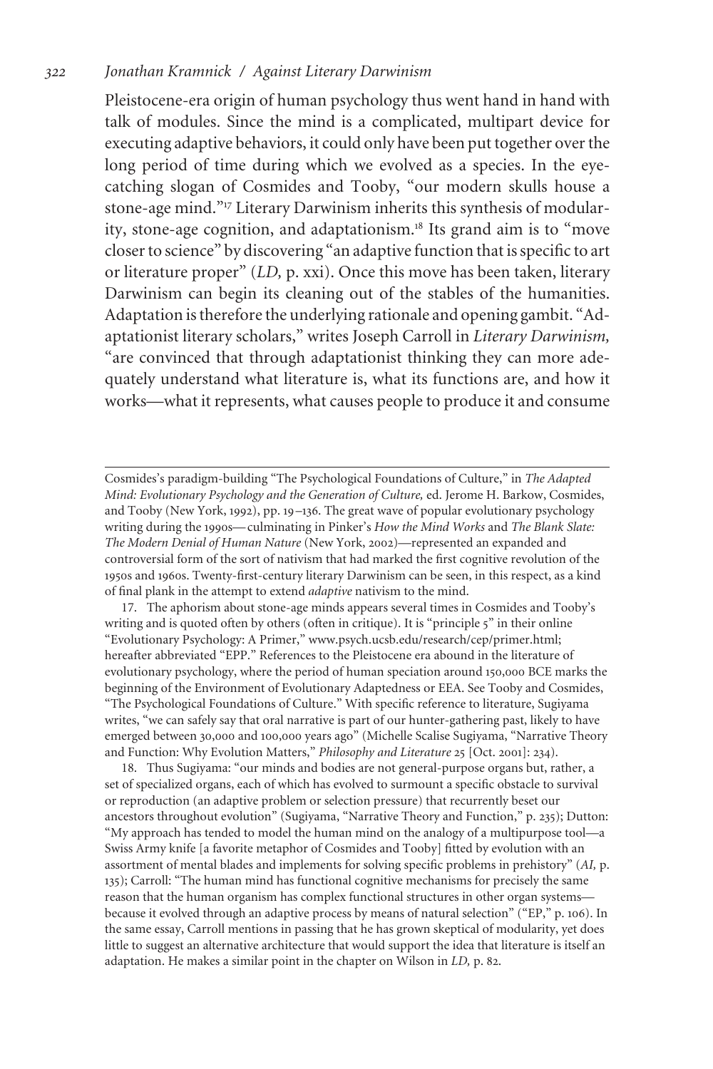Pleistocene-era origin of human psychology thus went hand in hand with talk of modules. Since the mind is a complicated, multipart device for executing adaptive behaviors, it could only have been put together over the long period of time during which we evolved as a species. In the eye-catching slogan of Cosmides and Tooby, "our modern skulls house a stone-age mind."[17] Literary Darwinism inherits this synthesis of modularity, stone-age cognition, and adaptationism.[18] Its grand aim is to "move closer to science" by discovering "an adaptive function that is specific to art or literature proper" (*LD,* p. xxi). Once this move has been taken, literary Darwinism can begin its cleaning out of the stables of the humanities. Adaptation is therefore the underlying rationale and opening gambit. "Adaptationist literary scholars," writes Joseph Carroll in *Literary Darwinism,* "are convinced that through adaptationist thinking they can more adequately understand what literature is, what its functions are, and how it works—what it represents, what causes people to produce it and consume

---

Cosmides's paradigm-building "The Psychological Foundations of Culture," in *The Adapted Mind: Evolutionary Psychology and the Generation of Culture,* ed. Jerome H. Barkow, Cosmides, and Tooby (New York, 1992), pp. 19–136. The great wave of popular evolutionary psychology writing during the 1990s—culminating in Pinker's *How the Mind Works* and *The Blank Slate: The Modern Denial of Human Nature* (New York, 2002)—represented an expanded and controversial form of the sort of nativism that had marked the first cognitive revolution of the 1950s and 1960s. Twenty-first-century literary Darwinism can be seen, in this respect, as a kind of final plank in the attempt to extend *adaptive* nativism to the mind.

17. The aphorism about stone-age minds appears several times in Cosmides and Tooby's writing and is quoted often by others (often in critique). It is "principle 5" in their online "Evolutionary Psychology: A Primer," www.psych.ucsb.edu/research/cep/primer.html; hereafter abbreviated "EPP." References to the Pleistocene era abound in the literature of evolutionary psychology, where the period of human speciation around 150,000 BCE marks the beginning of the Environment of Evolutionary Adaptedness or EEA. See Tooby and Cosmides, "The Psychological Foundations of Culture." With specific reference to literature, Sugiyama writes, "we can safely say that oral narrative is part of our hunter-gathering past, likely to have emerged between 30,000 and 100,000 years ago" (Michelle Scalise Sugiyama, "Narrative Theory and Function: Why Evolution Matters," *Philosophy and Literature* 25 [Oct. 2001]: 234).

18. Thus Sugiyama: "our minds and bodies are not general-purpose organs but, rather, a set of specialized organs, each of which has evolved to surmount a specific obstacle to survival or reproduction (an adaptive problem or selection pressure) that recurrently beset our ancestors throughout evolution" (Sugiyama, "Narrative Theory and Function," p. 235); Dutton: "My approach has tended to model the human mind on the analogy of a multipurpose tool—a Swiss Army knife [a favorite metaphor of Cosmides and Tooby] fitted by evolution with an assortment of mental blades and implements for solving specific problems in prehistory" (*AI,* p. 135); Carroll: "The human mind has functional cognitive mechanisms for precisely the same reason that the human organism has complex functional structures in other organ systems—because it evolved through an adaptive process by means of natural selection" ("EP," p. 106). In the same essay, Carroll mentions in passing that he has grown skeptical of modularity, yet does little to suggest an alternative architecture that would support the idea that literature is itself an adaptation. He makes a similar point in the chapter on Wilson in *LD,* p. 82.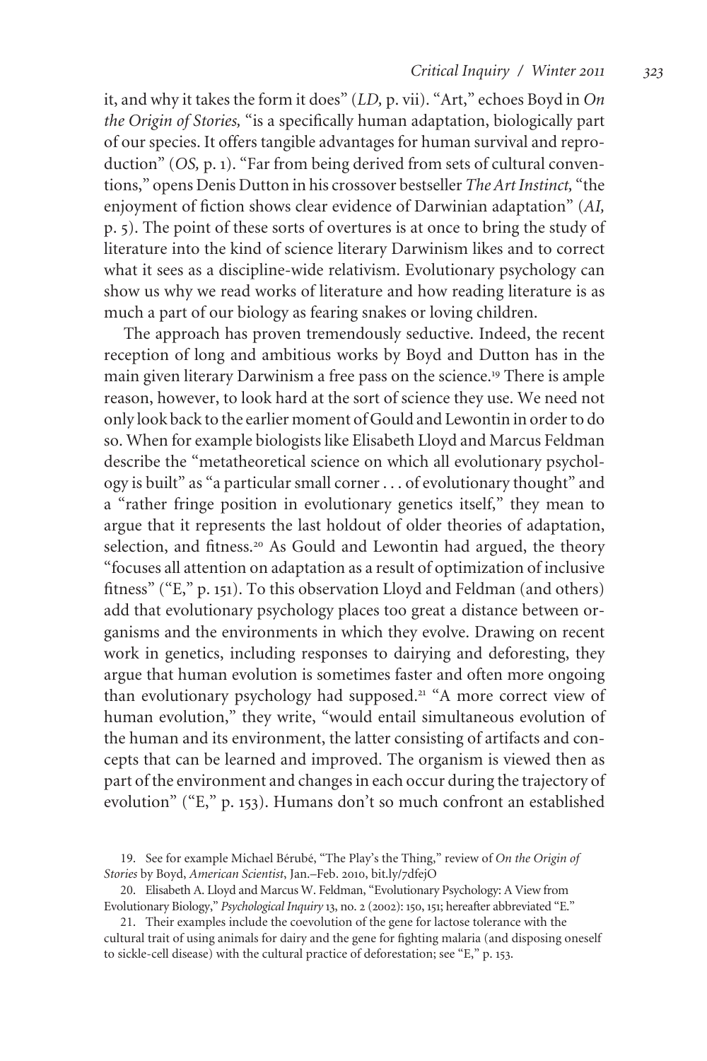it, and why it takes the form it does" (*LD,* p. vii). "Art," echoes Boyd in *On the Origin of Stories,* "is a specifically human adaptation, biologically part of our species. It offers tangible advantages for human survival and reproduction" (*OS,* p. 1). "Far from being derived from sets of cultural conventions," opens Denis Dutton in his crossover bestseller *The Art Instinct,* "the enjoyment of fiction shows clear evidence of Darwinian adaptation" (*AI,* p. 5). The point of these sorts of overtures is at once to bring the study of literature into the kind of science literary Darwinism likes and to correct what it sees as a discipline-wide relativism. Evolutionary psychology can show us why we read works of literature and how reading literature is as much a part of our biology as fearing snakes or loving children.

The approach has proven tremendously seductive. Indeed, the recent reception of long and ambitious works by Boyd and Dutton has in the main given literary Darwinism a free pass on the science.[19] There is ample reason, however, to look hard at the sort of science they use. We need not only look back to the earlier moment of Gould and Lewontin in order to do so. When for example biologists like Elisabeth Lloyd and Marcus Feldman describe the "metatheoretical science on which all evolutionary psychology is built" as "a particular small corner . . . of evolutionary thought" and a "rather fringe position in evolutionary genetics itself," they mean to argue that it represents the last holdout of older theories of adaptation, selection, and fitness.[20] As Gould and Lewontin had argued, the theory "focuses all attention on adaptation as a result of optimization of inclusive fitness" ("E," p. 151). To this observation Lloyd and Feldman (and others) add that evolutionary psychology places too great a distance between organisms and the environments in which they evolve. Drawing on recent work in genetics, including responses to dairying and deforesting, they argue that human evolution is sometimes faster and often more ongoing than evolutionary psychology had supposed.[21] "A more correct view of human evolution," they write, "would entail simultaneous evolution of the human and its environment, the latter consisting of artifacts and concepts that can be learned and improved. The organism is viewed then as part of the environment and changes in each occur during the trajectory of evolution" ("E," p. 153). Humans don't so much confront an established

19. See for example Michael Bérubé, "The Play's the Thing," review of *On the Origin of Stories* by Boyd, *American Scientist*, Jan.–Feb. 2010, bit.ly/7dfejO

20. Elisabeth A. Lloyd and Marcus W. Feldman, "Evolutionary Psychology: A View from Evolutionary Biology," *Psychological Inquiry* 13, no. 2 (2002): 150, 151; hereafter abbreviated "E."

21. Their examples include the coevolution of the gene for lactose tolerance with the cultural trait of using animals for dairy and the gene for fighting malaria (and disposing oneself to sickle-cell disease) with the cultural practice of deforestation; see "E," p. 153.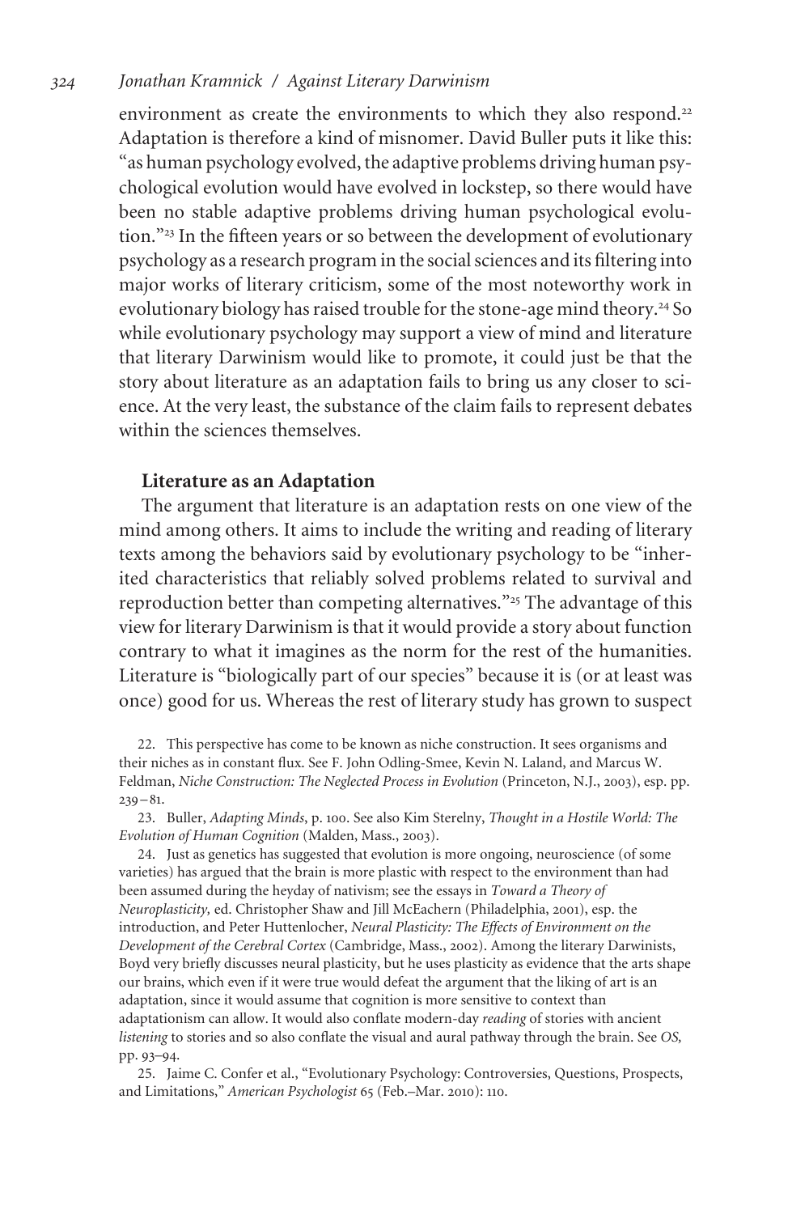environment as create the environments to which they also respond.[22] Adaptation is therefore a kind of misnomer. David Buller puts it like this: "as human psychology evolved, the adaptive problems driving human psychological evolution would have evolved in lockstep, so there would have been no stable adaptive problems driving human psychological evolution."[23] In the fifteen years or so between the development of evolutionary psychology as a research program in the social sciences and its filtering into major works of literary criticism, some of the most noteworthy work in evolutionary biology has raised trouble for the stone-age mind theory.[24] So while evolutionary psychology may support a view of mind and literature that literary Darwinism would like to promote, it could just be that the story about literature as an adaptation fails to bring us any closer to science. At the very least, the substance of the claim fails to represent debates within the sciences themselves.

## Literature as an Adaptation

The argument that literature is an adaptation rests on one view of the mind among others. It aims to include the writing and reading of literary texts among the behaviors said by evolutionary psychology to be "inherited characteristics that reliably solved problems related to survival and reproduction better than competing alternatives."[25] The advantage of this view for literary Darwinism is that it would provide a story about function contrary to what it imagines as the norm for the rest of the humanities. Literature is "biologically part of our species" because it is (or at least was once) good for us. Whereas the rest of literary study has grown to suspect

22. This perspective has come to be known as niche construction. It sees organisms and their niches as in constant flux. See F. John Odling-Smee, Kevin N. Laland, and Marcus W. Feldman, *Niche Construction: The Neglected Process in Evolution* (Princeton, N.J., 2003), esp. pp. 239–81.

23. Buller, *Adapting Minds*, p. 100. See also Kim Sterelny, *Thought in a Hostile World: The Evolution of Human Cognition* (Malden, Mass., 2003).

24. Just as genetics has suggested that evolution is more ongoing, neuroscience (of some varieties) has argued that the brain is more plastic with respect to the environment than had been assumed during the heyday of nativism; see the essays in *Toward a Theory of Neuroplasticity,* ed. Christopher Shaw and Jill McEachern (Philadelphia, 2001), esp. the introduction, and Peter Huttenlocher, *Neural Plasticity: The Effects of Environment on the Development of the Cerebral Cortex* (Cambridge, Mass., 2002). Among the literary Darwinists, Boyd very briefly discusses neural plasticity, but he uses plasticity as evidence that the arts shape our brains, which even if it were true would defeat the argument that the liking of art is an adaptation, since it would assume that cognition is more sensitive to context than adaptationism can allow. It would also conflate modern-day *reading* of stories with ancient *listening* to stories and so also conflate the visual and aural pathway through the brain. See *OS,* pp. 93–94.

25. Jaime C. Confer et al., "Evolutionary Psychology: Controversies, Questions, Prospects, and Limitations," *American Psychologist* 65 (Feb.–Mar. 2010): 110.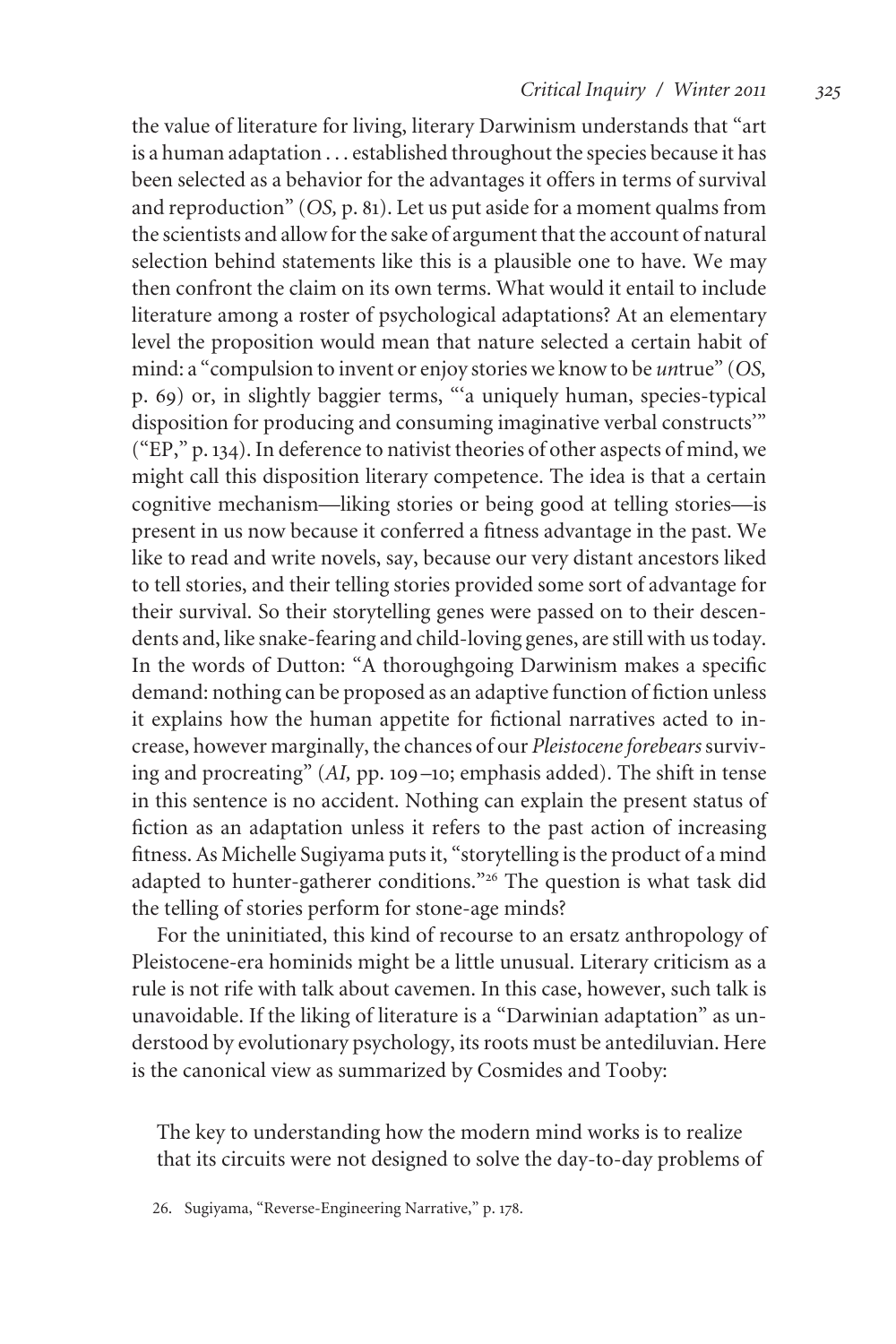the value of literature for living, literary Darwinism understands that "art is a human adaptation . . . established throughout the species because it has been selected as a behavior for the advantages it offers in terms of survival and reproduction" (*OS,* p. 81). Let us put aside for a moment qualms from the scientists and allow for the sake of argument that the account of natural selection behind statements like this is a plausible one to have. We may then confront the claim on its own terms. What would it entail to include literature among a roster of psychological adaptations? At an elementary level the proposition would mean that nature selected a certain habit of mind: a "compulsion to invent or enjoy stories we know to be *un*true" (*OS,* p. 69) or, in slightly baggier terms, "'a uniquely human, species-typical disposition for producing and consuming imaginative verbal constructs'" ("EP," p. 134). In deference to nativist theories of other aspects of mind, we might call this disposition literary competence. The idea is that a certain cognitive mechanism—liking stories or being good at telling stories—is present in us now because it conferred a fitness advantage in the past. We like to read and write novels, say, because our very distant ancestors liked to tell stories, and their telling stories provided some sort of advantage for their survival. So their storytelling genes were passed on to their descendents and, like snake-fearing and child-loving genes, are still with us today. In the words of Dutton: "A thoroughgoing Darwinism makes a specific demand: nothing can be proposed as an adaptive function of fiction unless it explains how the human appetite for fictional narratives acted to increase, however marginally, the chances of our *Pleistocene forebears* surviving and procreating" (*AI,* pp. 109–10; emphasis added). The shift in tense in this sentence is no accident. Nothing can explain the present status of fiction as an adaptation unless it refers to the past action of increasing fitness. As Michelle Sugiyama puts it, "storytelling is the product of a mind adapted to hunter-gatherer conditions."[26] The question is what task did the telling of stories perform for stone-age minds?

For the uninitiated, this kind of recourse to an ersatz anthropology of Pleistocene-era hominids might be a little unusual. Literary criticism as a rule is not rife with talk about cavemen. In this case, however, such talk is unavoidable. If the liking of literature is a "Darwinian adaptation" as understood by evolutionary psychology, its roots must be antediluvian. Here is the canonical view as summarized by Cosmides and Tooby:

> The key to understanding how the modern mind works is to realize that its circuits were not designed to solve the day-to-day problems of

26. Sugiyama, "Reverse-Engineering Narrative," p. 178.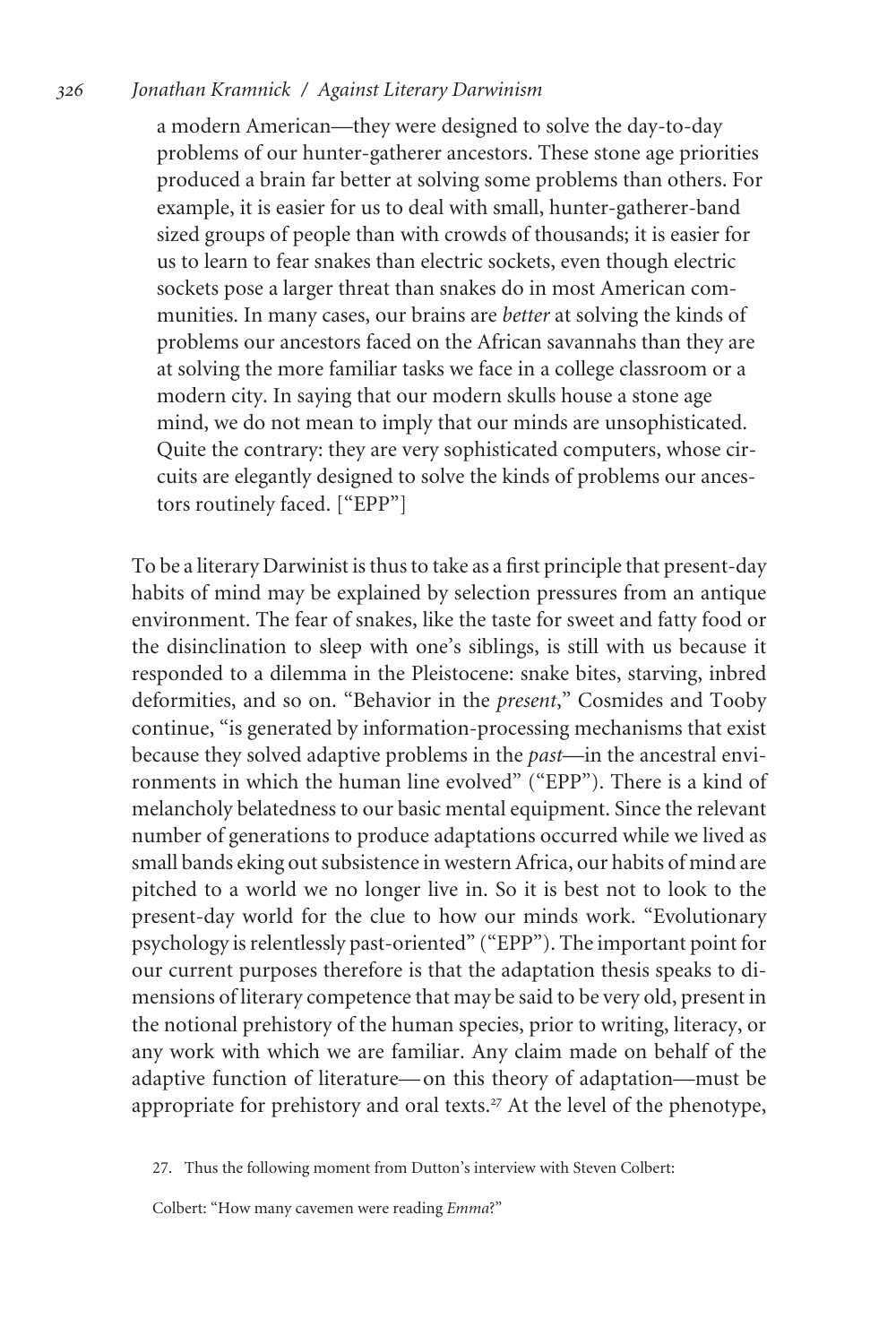a modern American—they were designed to solve the day-to-day problems of our hunter-gatherer ancestors. These stone age priorities produced a brain far better at solving some problems than others. For example, it is easier for us to deal with small, hunter-gatherer-band sized groups of people than with crowds of thousands; it is easier for us to learn to fear snakes than electric sockets, even though electric sockets pose a larger threat than snakes do in most American communities. In many cases, our brains are *better* at solving the kinds of problems our ancestors faced on the African savannahs than they are at solving the more familiar tasks we face in a college classroom or a modern city. In saying that our modern skulls house a stone age mind, we do not mean to imply that our minds are unsophisticated. Quite the contrary: they are very sophisticated computers, whose circuits are elegantly designed to solve the kinds of problems our ancestors routinely faced. ["EPP"]

To be a literary Darwinist is thus to take as a first principle that present-day habits of mind may be explained by selection pressures from an antique environment. The fear of snakes, like the taste for sweet and fatty food or the disinclination to sleep with one's siblings, is still with us because it responded to a dilemma in the Pleistocene: snake bites, starving, inbred deformities, and so on. "Behavior in the *present*," Cosmides and Tooby continue, "is generated by information-processing mechanisms that exist because they solved adaptive problems in the *past*—in the ancestral environments in which the human line evolved" ("EPP"). There is a kind of melancholy belatedness to our basic mental equipment. Since the relevant number of generations to produce adaptations occurred while we lived as small bands eking out subsistence in western Africa, our habits of mind are pitched to a world we no longer live in. So it is best not to look to the present-day world for the clue to how our minds work. "Evolutionary psychology is relentlessly past-oriented" ("EPP"). The important point for our current purposes therefore is that the adaptation thesis speaks to dimensions of literary competence that may be said to be very old, present in the notional prehistory of the human species, prior to writing, literacy, or any work with which we are familiar. Any claim made on behalf of the adaptive function of literature—on this theory of adaptation—must be appropriate for prehistory and oral texts.[27] At the level of the phenotype,

27. Thus the following moment from Dutton's interview with Steven Colbert:

Colbert: "How many cavemen were reading *Emma*?"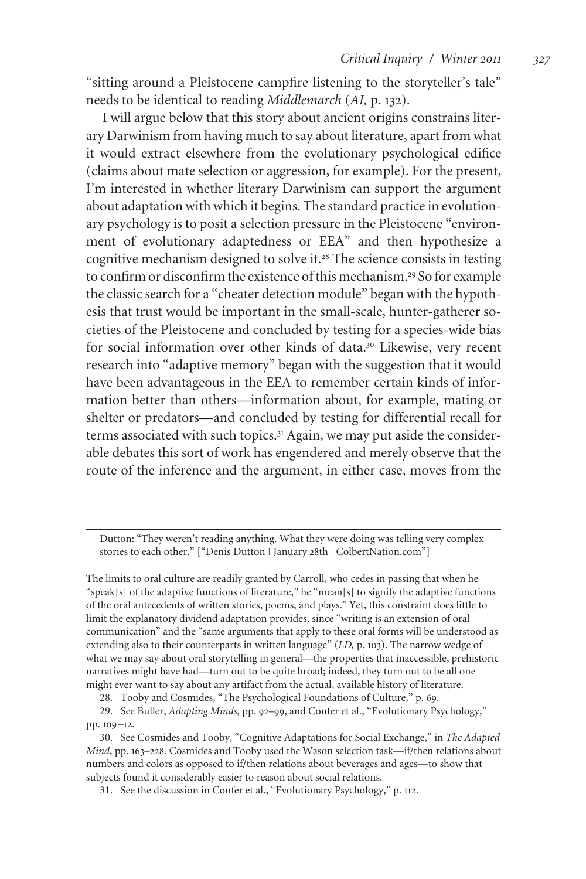"sitting around a Pleistocene campfire listening to the storyteller's tale" needs to be identical to reading *Middlemarch* (*AI,* p. 132).

I will argue below that this story about ancient origins constrains literary Darwinism from having much to say about literature, apart from what it would extract elsewhere from the evolutionary psychological edifice (claims about mate selection or aggression, for example). For the present, I'm interested in whether literary Darwinism can support the argument about adaptation with which it begins. The standard practice in evolutionary psychology is to posit a selection pressure in the Pleistocene "environment of evolutionary adaptedness or EEA" and then hypothesize a cognitive mechanism designed to solve it.[28] The science consists in testing to confirm or disconfirm the existence of this mechanism.[29] So for example the classic search for a "cheater detection module" began with the hypothesis that trust would be important in the small-scale, hunter-gatherer societies of the Pleistocene and concluded by testing for a species-wide bias for social information over other kinds of data.[30] Likewise, very recent research into "adaptive memory" began with the suggestion that it would have been advantageous in the EEA to remember certain kinds of information better than others—information about, for example, mating or shelter or predators—and concluded by testing for differential recall for terms associated with such topics.[31] Again, we may put aside the considerable debates this sort of work has engendered and merely observe that the route of the inference and the argument, in either case, moves from the

---

Dutton: "They weren't reading anything. What they were doing was telling very complex stories to each other." ["Denis Dutton | January 28th | ColbertNation.com"]

The limits to oral culture are readily granted by Carroll, who cedes in passing that when he "speak[s] of the adaptive functions of literature," he "mean[s] to signify the adaptive functions of the oral antecedents of written stories, poems, and plays." Yet, this constraint does little to limit the explanatory dividend adaptation provides, since "writing is an extension of oral communication" and the "same arguments that apply to these oral forms will be understood as extending also to their counterparts in written language" (*LD,* p. 103). The narrow wedge of what we may say about oral storytelling in general—the properties that inaccessible, prehistoric narratives might have had—turn out to be quite broad; indeed, they turn out to be all one might ever want to say about any artifact from the actual, available history of literature.

28. Tooby and Cosmides, "The Psychological Foundations of Culture," p. 69.

29. See Buller, *Adapting Minds*, pp. 92–99, and Confer et al., "Evolutionary Psychology," pp. 109–12.

30. See Cosmides and Tooby, "Cognitive Adaptations for Social Exchange," in *The Adapted Mind*, pp. 163–228. Cosmides and Tooby used the Wason selection task—if/then relations about numbers and colors as opposed to if/then relations about beverages and ages—to show that subjects found it considerably easier to reason about social relations.

31. See the discussion in Confer et al., "Evolutionary Psychology," p. 112.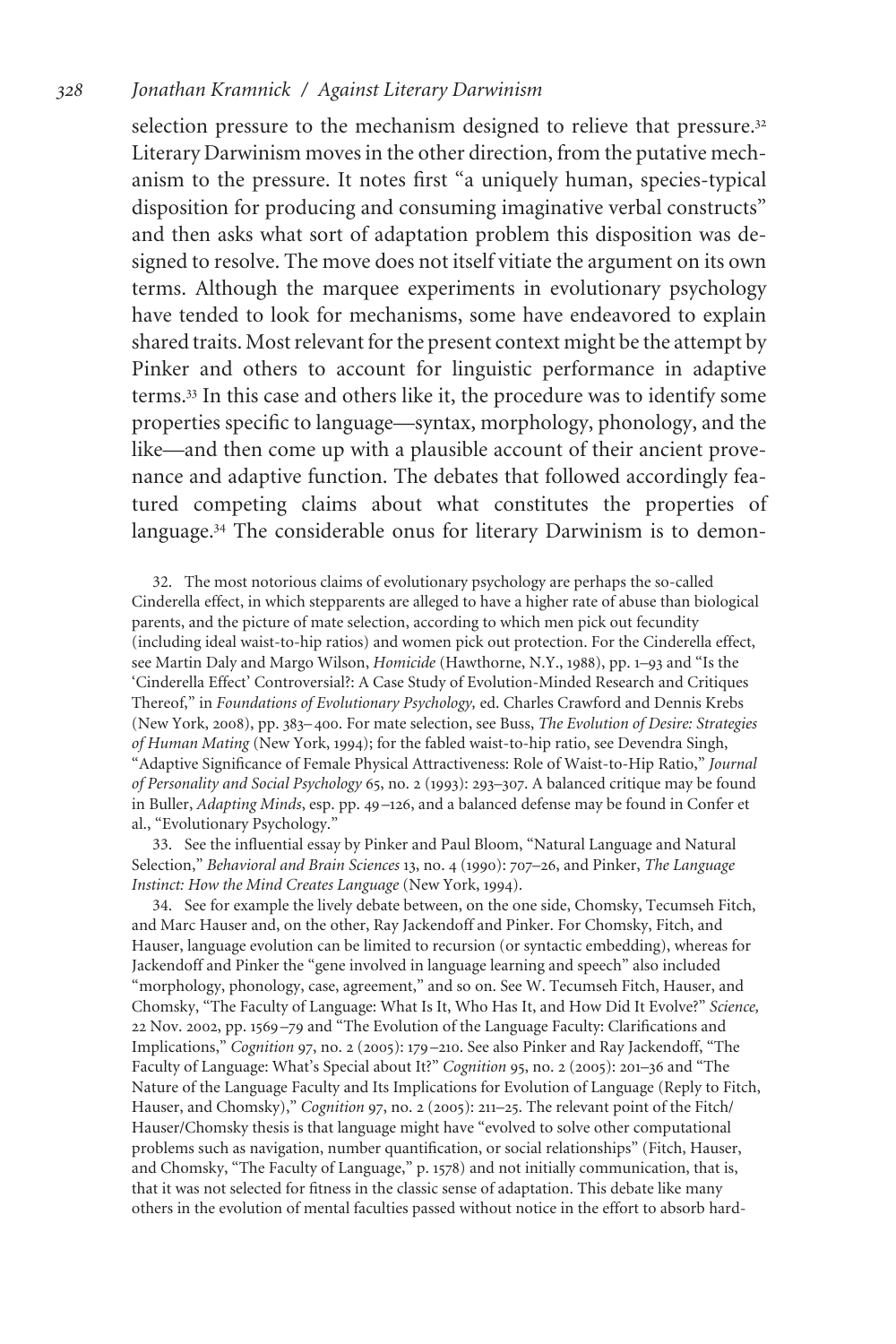selection pressure to the mechanism designed to relieve that pressure.[32] Literary Darwinism moves in the other direction, from the putative mechanism to the pressure. It notes first "a uniquely human, species-typical disposition for producing and consuming imaginative verbal constructs" and then asks what sort of adaptation problem this disposition was designed to resolve. The move does not itself vitiate the argument on its own terms. Although the marquee experiments in evolutionary psychology have tended to look for mechanisms, some have endeavored to explain shared traits. Most relevant for the present context might be the attempt by Pinker and others to account for linguistic performance in adaptive terms.[33] In this case and others like it, the procedure was to identify some properties specific to language—syntax, morphology, phonology, and the like—and then come up with a plausible account of their ancient provenance and adaptive function. The debates that followed accordingly featured competing claims about what constitutes the properties of language.[34] The considerable onus for literary Darwinism is to demon-

32. The most notorious claims of evolutionary psychology are perhaps the so-called Cinderella effect, in which stepparents are alleged to have a higher rate of abuse than biological parents, and the picture of mate selection, according to which men pick out fecundity (including ideal waist-to-hip ratios) and women pick out protection. For the Cinderella effect, see Martin Daly and Margo Wilson, *Homicide* (Hawthorne, N.Y., 1988), pp. 1–93 and "Is the 'Cinderella Effect' Controversial?: A Case Study of Evolution-Minded Research and Critiques Thereof," in *Foundations of Evolutionary Psychology,* ed. Charles Crawford and Dennis Krebs (New York, 2008), pp. 383–400. For mate selection, see Buss, *The Evolution of Desire: Strategies of Human Mating* (New York, 1994); for the fabled waist-to-hip ratio, see Devendra Singh, "Adaptive Significance of Female Physical Attractiveness: Role of Waist-to-Hip Ratio," *Journal of Personality and Social Psychology* 65, no. 2 (1993): 293–307. A balanced critique may be found in Buller, *Adapting Minds,* esp. pp. 49–126, and a balanced defense may be found in Confer et al., "Evolutionary Psychology."

33. See the influential essay by Pinker and Paul Bloom, "Natural Language and Natural Selection," *Behavioral and Brain Sciences* 13, no. 4 (1990): 707–26, and Pinker, *The Language Instinct: How the Mind Creates Language* (New York, 1994).

34. See for example the lively debate between, on the one side, Chomsky, Tecumseh Fitch, and Marc Hauser and, on the other, Ray Jackendoff and Pinker. For Chomsky, Fitch, and Hauser, language evolution can be limited to recursion (or syntactic embedding), whereas for Jackendoff and Pinker the "gene involved in language learning and speech" also included "morphology, phonology, case, agreement," and so on. See W. Tecumseh Fitch, Hauser, and Chomsky, "The Faculty of Language: What Is It, Who Has It, and How Did It Evolve?" *Science,* 22 Nov. 2002, pp. 1569–79 and "The Evolution of the Language Faculty: Clarifications and Implications," *Cognition* 97, no. 2 (2005): 179–210. See also Pinker and Ray Jackendoff, "The Faculty of Language: What's Special about It?" *Cognition* 95, no. 2 (2005): 201–36 and "The Nature of the Language Faculty and Its Implications for Evolution of Language (Reply to Fitch, Hauser, and Chomsky)," *Cognition* 97, no. 2 (2005): 211–25. The relevant point of the Fitch/Hauser/Chomsky thesis is that language might have "evolved to solve other computational problems such as navigation, number quantification, or social relationships" (Fitch, Hauser, and Chomsky, "The Faculty of Language," p. 1578) and not initially communication, that is, that it was not selected for fitness in the classic sense of adaptation. This debate like many others in the evolution of mental faculties passed without notice in the effort to absorb hard-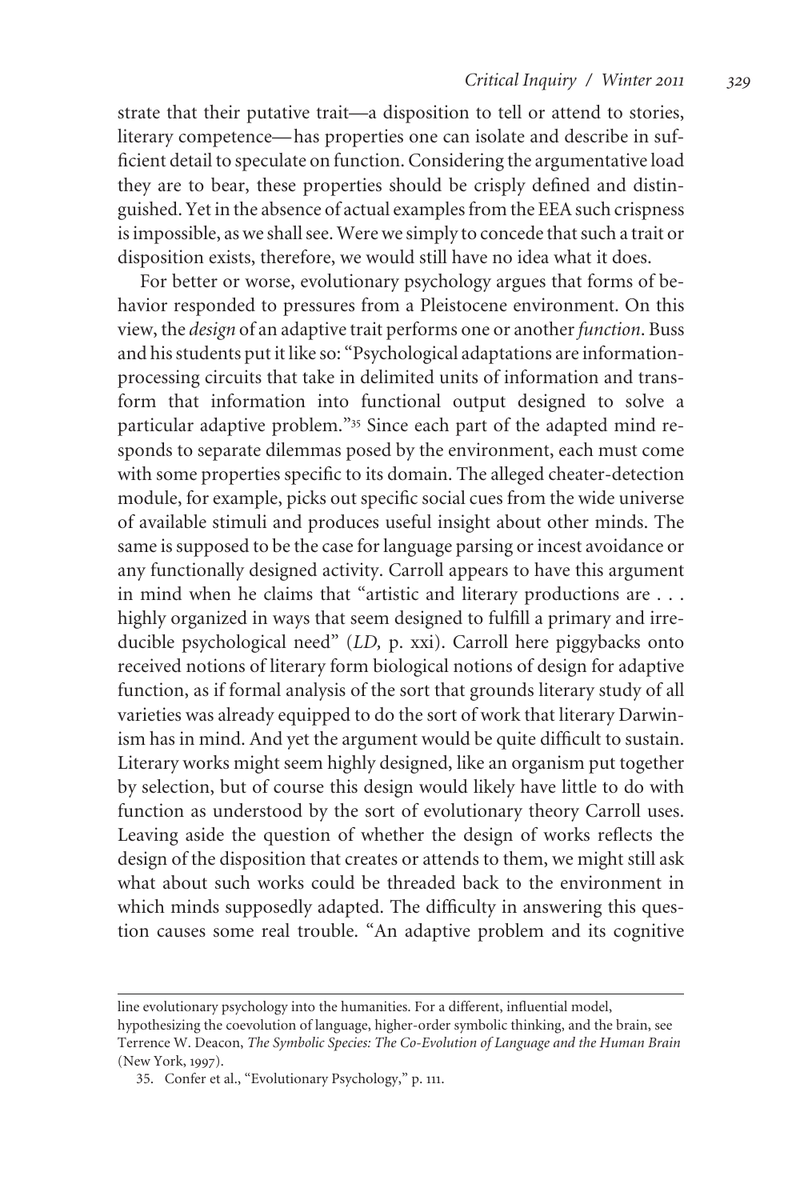strate that their putative trait—a disposition to tell or attend to stories, literary competence—has properties one can isolate and describe in sufficient detail to speculate on function. Considering the argumentative load they are to bear, these properties should be crisply defined and distinguished. Yet in the absence of actual examples from the EEA such crispness is impossible, as we shall see. Were we simply to concede that such a trait or disposition exists, therefore, we would still have no idea what it does.

For better or worse, evolutionary psychology argues that forms of behavior responded to pressures from a Pleistocene environment. On this view, the *design* of an adaptive trait performs one or another *function*. Buss and his students put it like so: "Psychological adaptations are information-processing circuits that take in delimited units of information and transform that information into functional output designed to solve a particular adaptive problem."[35] Since each part of the adapted mind responds to separate dilemmas posed by the environment, each must come with some properties specific to its domain. The alleged cheater-detection module, for example, picks out specific social cues from the wide universe of available stimuli and produces useful insight about other minds. The same is supposed to be the case for language parsing or incest avoidance or any functionally designed activity. Carroll appears to have this argument in mind when he claims that "artistic and literary productions are . . . highly organized in ways that seem designed to fulfill a primary and irreducible psychological need" (*LD*, p. xxi). Carroll here piggybacks onto received notions of literary form biological notions of design for adaptive function, as if formal analysis of the sort that grounds literary study of all varieties was already equipped to do the sort of work that literary Darwinism has in mind. And yet the argument would be quite difficult to sustain. Literary works might seem highly designed, like an organism put together by selection, but of course this design would likely have little to do with function as understood by the sort of evolutionary theory Carroll uses. Leaving aside the question of whether the design of works reflects the design of the disposition that creates or attends to them, we might still ask what about such works could be threaded back to the environment in which minds supposedly adapted. The difficulty in answering this question causes some real trouble. "An adaptive problem and its cognitive

line evolutionary psychology into the humanities. For a different, influential model, hypothesizing the coevolution of language, higher-order symbolic thinking, and the brain, see Terrence W. Deacon, *The Symbolic Species: The Co-Evolution of Language and the Human Brain* (New York, 1997).

35. Confer et al., "Evolutionary Psychology," p. 111.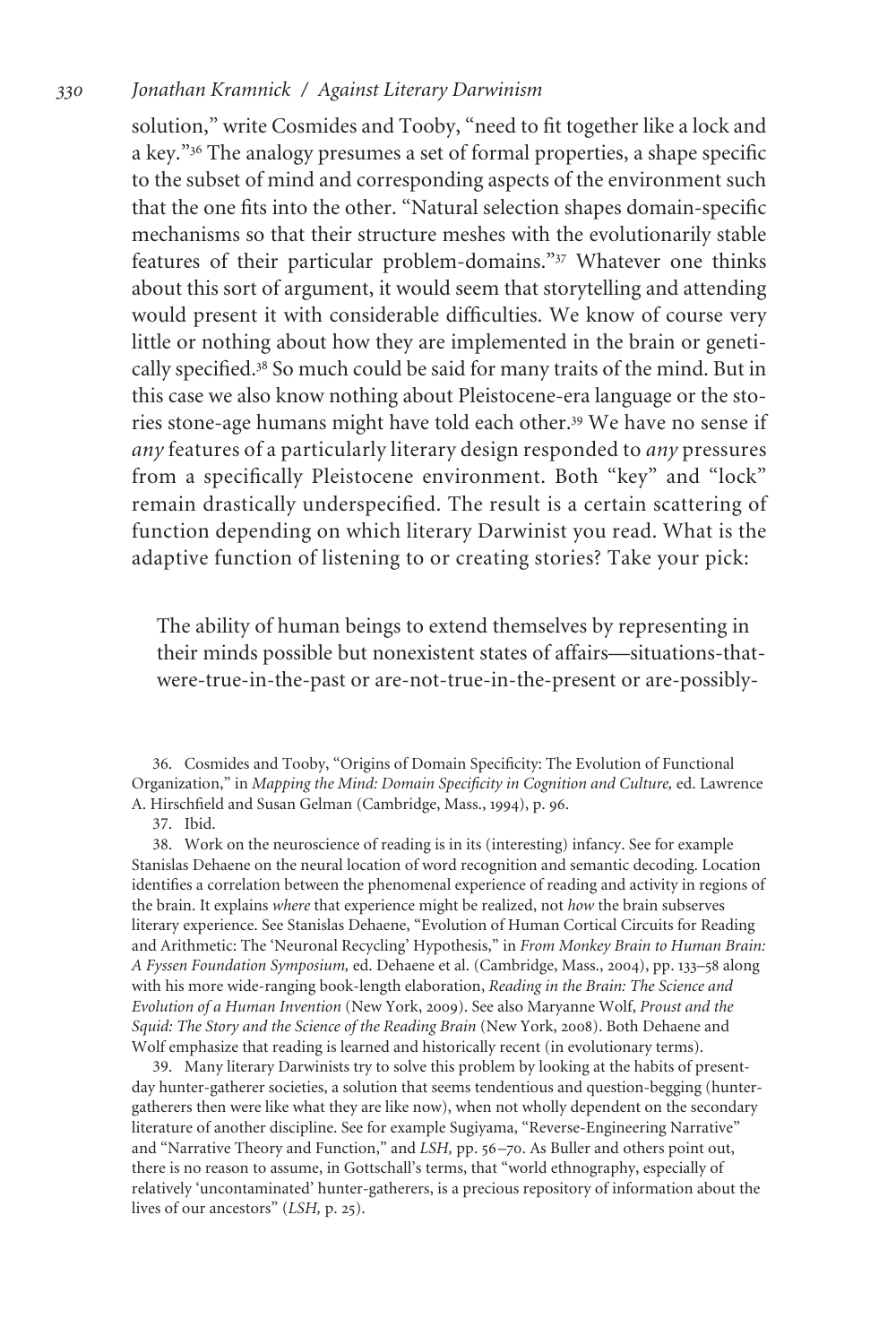solution," write Cosmides and Tooby, "need to fit together like a lock and a key."[36] The analogy presumes a set of formal properties, a shape specific to the subset of mind and corresponding aspects of the environment such that the one fits into the other. "Natural selection shapes domain-specific mechanisms so that their structure meshes with the evolutionarily stable features of their particular problem-domains."[37] Whatever one thinks about this sort of argument, it would seem that storytelling and attending would present it with considerable difficulties. We know of course very little or nothing about how they are implemented in the brain or genetically specified.[38] So much could be said for many traits of the mind. But in this case we also know nothing about Pleistocene-era language or the stories stone-age humans might have told each other.[39] We have no sense if *any* features of a particularly literary design responded to *any* pressures from a specifically Pleistocene environment. Both "key" and "lock" remain drastically underspecified. The result is a certain scattering of function depending on which literary Darwinist you read. What is the adaptive function of listening to or creating stories? Take your pick:

> The ability of human beings to extend themselves by representing in their minds possible but nonexistent states of affairs—situations-that-were-true-in-the-past or are-not-true-in-the-present or are-possibly-

36. Cosmides and Tooby, "Origins of Domain Specificity: The Evolution of Functional Organization," in *Mapping the Mind: Domain Specificity in Cognition and Culture,* ed. Lawrence A. Hirschfield and Susan Gelman (Cambridge, Mass., 1994), p. 96.

37. Ibid.

38. Work on the neuroscience of reading is in its (interesting) infancy. See for example Stanislas Dehaene on the neural location of word recognition and semantic decoding. Location identifies a correlation between the phenomenal experience of reading and activity in regions of the brain. It explains *where* that experience might be realized, not *how* the brain subserves literary experience. See Stanislas Dehaene, "Evolution of Human Cortical Circuits for Reading and Arithmetic: The 'Neuronal Recycling' Hypothesis," in *From Monkey Brain to Human Brain: A Fyssen Foundation Symposium,* ed. Dehaene et al. (Cambridge, Mass., 2004), pp. 133–58 along with his more wide-ranging book-length elaboration, *Reading in the Brain: The Science and Evolution of a Human Invention* (New York, 2009). See also Maryanne Wolf, *Proust and the Squid: The Story and the Science of the Reading Brain* (New York, 2008). Both Dehaene and Wolf emphasize that reading is learned and historically recent (in evolutionary terms).

39. Many literary Darwinists try to solve this problem by looking at the habits of present-day hunter-gatherer societies, a solution that seems tendentious and question-begging (hunter-gatherers then were like what they are like now), when not wholly dependent on the secondary literature of another discipline. See for example Sugiyama, "Reverse-Engineering Narrative" and "Narrative Theory and Function," and *LSH,* pp. 56–70. As Buller and others point out, there is no reason to assume, in Gottschall's terms, that "world ethnography, especially of relatively 'uncontaminated' hunter-gatherers, is a precious repository of information about the lives of our ancestors" (*LSH,* p. 25).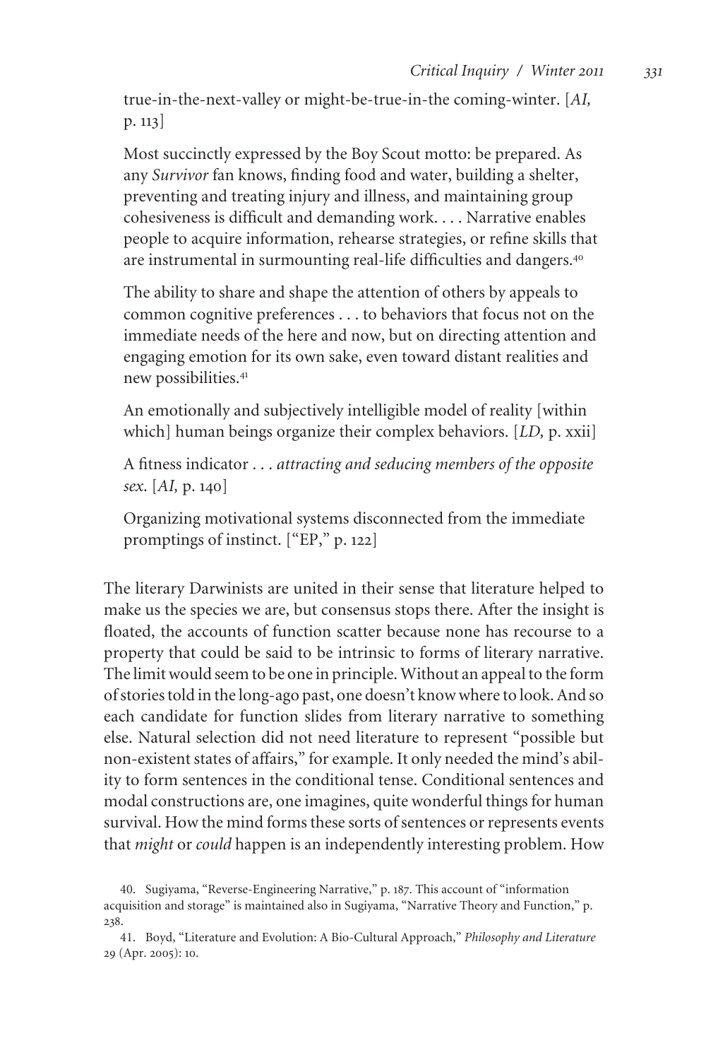true-in-the-next-valley or might-be-true-in-the coming-winter. [*AI,* p. 113]

> Most succinctly expressed by the Boy Scout motto: be prepared. As any *Survivor* fan knows, finding food and water, building a shelter, preventing and treating injury and illness, and maintaining group cohesiveness is difficult and demanding work. . . . Narrative enables people to acquire information, rehearse strategies, or refine skills that are instrumental in surmounting real-life difficulties and dangers.[40]

> The ability to share and shape the attention of others by appeals to common cognitive preferences . . . to behaviors that focus not on the immediate needs of the here and now, but on directing attention and engaging emotion for its own sake, even toward distant realities and new possibilities.[41]

> An emotionally and subjectively intelligible model of reality [within which] human beings organize their complex behaviors. [*LD,* p. xxii]

> A fitness indicator . . . *attracting and seducing members of the opposite sex.* [*AI,* p. 140]

> Organizing motivational systems disconnected from the immediate promptings of instinct. ["EP," p. 122]

The literary Darwinists are united in their sense that literature helped to make us the species we are, but consensus stops there. After the insight is floated, the accounts of function scatter because none has recourse to a property that could be said to be intrinsic to forms of literary narrative. The limit would seem to be one in principle. Without an appeal to the form of stories told in the long-ago past, one doesn't know where to look. And so each candidate for function slides from literary narrative to something else. Natural selection did not need literature to represent "possible but non-existent states of affairs," for example. It only needed the mind's ability to form sentences in the conditional tense. Conditional sentences and modal constructions are, one imagines, quite wonderful things for human survival. How the mind forms these sorts of sentences or represents events that *might* or *could* happen is an independently interesting problem. How

40. Sugiyama, "Reverse-Engineering Narrative," p. 187. This account of "information acquisition and storage" is maintained also in Sugiyama, "Narrative Theory and Function," p. 238.

41. Boyd, "Literature and Evolution: A Bio-Cultural Approach," *Philosophy and Literature* 29 (Apr. 2005): 10.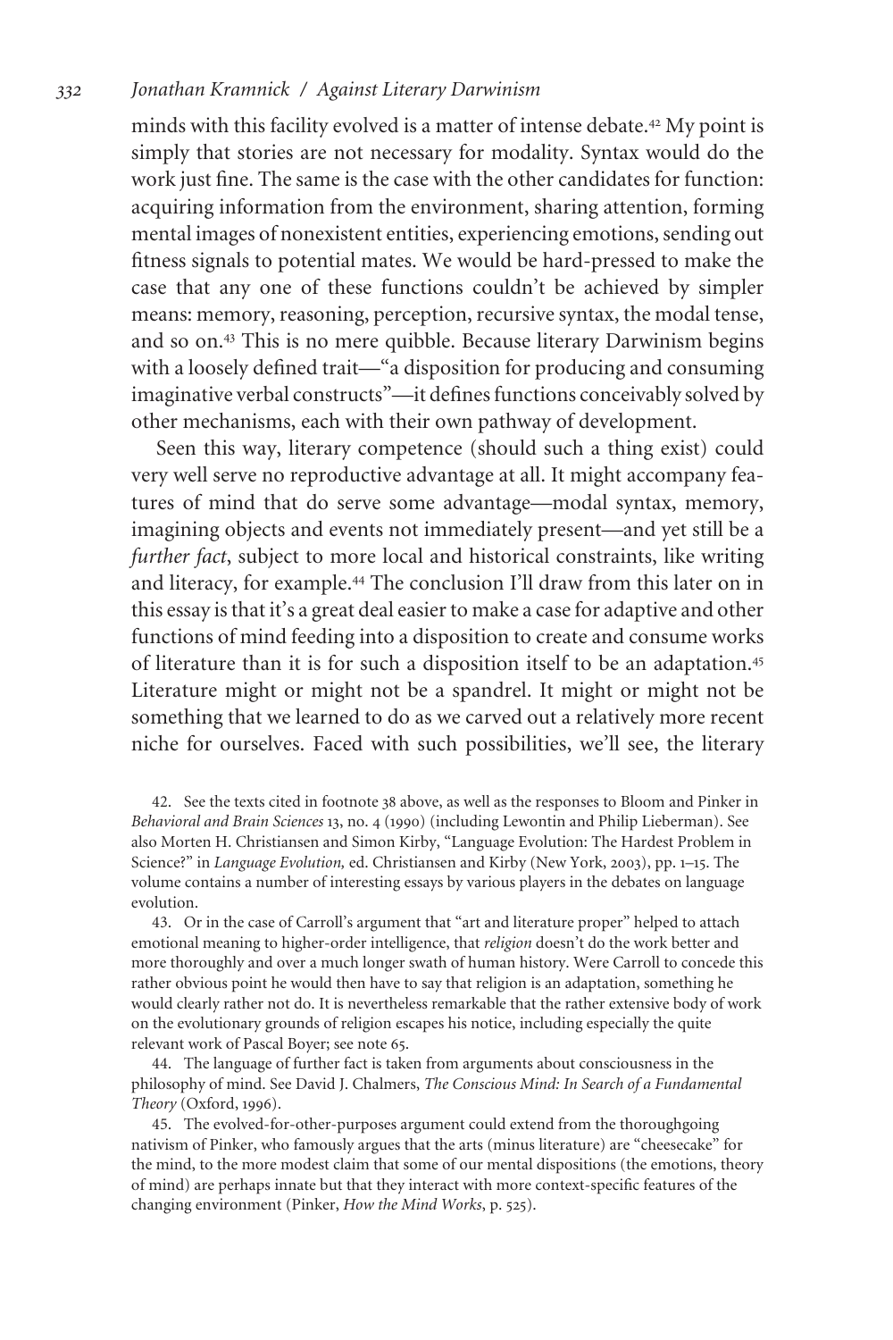minds with this facility evolved is a matter of intense debate.[42] My point is simply that stories are not necessary for modality. Syntax would do the work just fine. The same is the case with the other candidates for function: acquiring information from the environment, sharing attention, forming mental images of nonexistent entities, experiencing emotions, sending out fitness signals to potential mates. We would be hard-pressed to make the case that any one of these functions couldn't be achieved by simpler means: memory, reasoning, perception, recursive syntax, the modal tense, and so on.[43] This is no mere quibble. Because literary Darwinism begins with a loosely defined trait—"a disposition for producing and consuming imaginative verbal constructs"—it defines functions conceivably solved by other mechanisms, each with their own pathway of development.

Seen this way, literary competence (should such a thing exist) could very well serve no reproductive advantage at all. It might accompany features of mind that do serve some advantage—modal syntax, memory, imagining objects and events not immediately present—and yet still be a *further fact*, subject to more local and historical constraints, like writing and literacy, for example.[44] The conclusion I'll draw from this later on in this essay is that it's a great deal easier to make a case for adaptive and other functions of mind feeding into a disposition to create and consume works of literature than it is for such a disposition itself to be an adaptation.[45] Literature might or might not be a spandrel. It might or might not be something that we learned to do as we carved out a relatively more recent niche for ourselves. Faced with such possibilities, we'll see, the literary

42. See the texts cited in footnote 38 above, as well as the responses to Bloom and Pinker in *Behavioral and Brain Sciences* 13, no. 4 (1990) (including Lewontin and Philip Lieberman). See also Morten H. Christiansen and Simon Kirby, "Language Evolution: The Hardest Problem in Science?" in *Language Evolution,* ed. Christiansen and Kirby (New York, 2003), pp. 1–15. The volume contains a number of interesting essays by various players in the debates on language evolution.

43. Or in the case of Carroll's argument that "art and literature proper" helped to attach emotional meaning to higher-order intelligence, that *religion* doesn't do the work better and more thoroughly and over a much longer swath of human history. Were Carroll to concede this rather obvious point he would then have to say that religion is an adaptation, something he would clearly rather not do. It is nevertheless remarkable that the rather extensive body of work on the evolutionary grounds of religion escapes his notice, including especially the quite relevant work of Pascal Boyer; see note 65.

44. The language of further fact is taken from arguments about consciousness in the philosophy of mind. See David J. Chalmers, *The Conscious Mind: In Search of a Fundamental Theory* (Oxford, 1996).

45. The evolved-for-other-purposes argument could extend from the thoroughgoing nativism of Pinker, who famously argues that the arts (minus literature) are "cheesecake" for the mind, to the more modest claim that some of our mental dispositions (the emotions, theory of mind) are perhaps innate but that they interact with more context-specific features of the changing environment (Pinker, *How the Mind Works*, p. 525).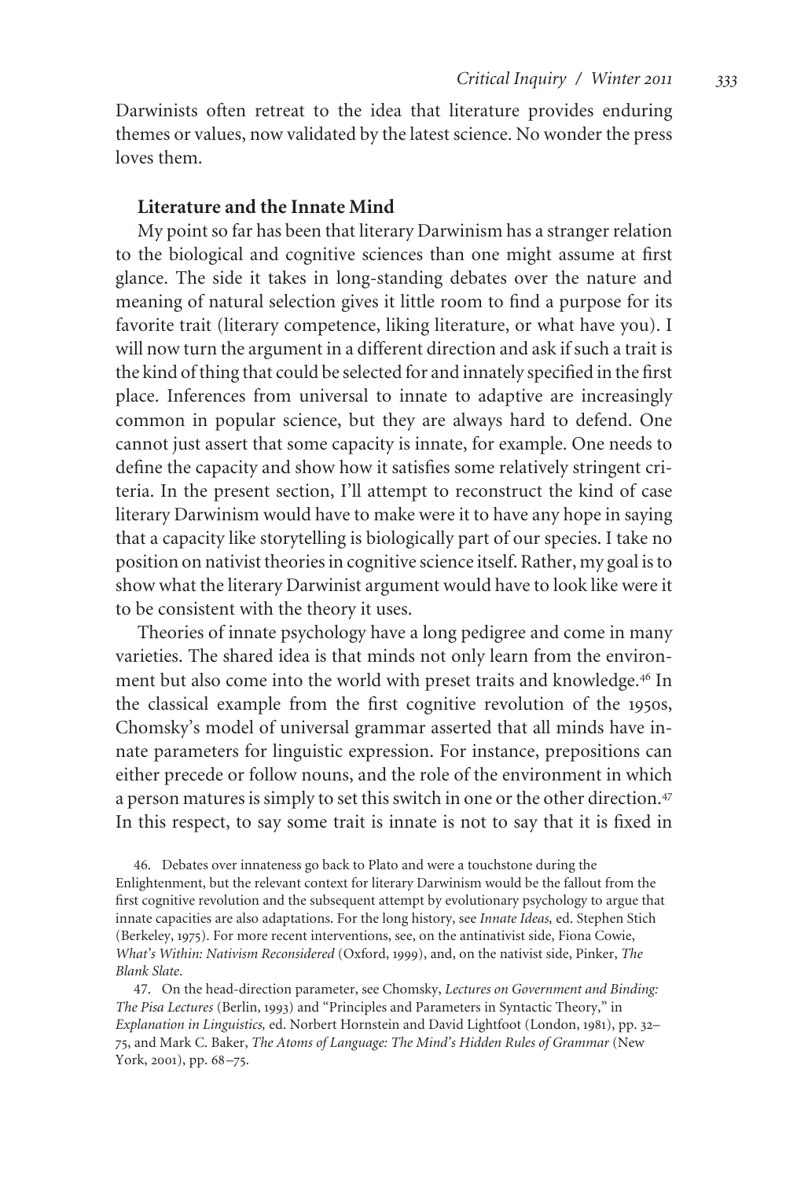Darwinists often retreat to the idea that literature provides enduring themes or values, now validated by the latest science. No wonder the press loves them.

## Literature and the Innate Mind

My point so far has been that literary Darwinism has a stranger relation to the biological and cognitive sciences than one might assume at first glance. The side it takes in long-standing debates over the nature and meaning of natural selection gives it little room to find a purpose for its favorite trait (literary competence, liking literature, or what have you). I will now turn the argument in a different direction and ask if such a trait is the kind of thing that could be selected for and innately specified in the first place. Inferences from universal to innate to adaptive are increasingly common in popular science, but they are always hard to defend. One cannot just assert that some capacity is innate, for example. One needs to define the capacity and show how it satisfies some relatively stringent criteria. In the present section, I'll attempt to reconstruct the kind of case literary Darwinism would have to make were it to have any hope in saying that a capacity like storytelling is biologically part of our species. I take no position on nativist theories in cognitive science itself. Rather, my goal is to show what the literary Darwinist argument would have to look like were it to be consistent with the theory it uses.

Theories of innate psychology have a long pedigree and come in many varieties. The shared idea is that minds not only learn from the environment but also come into the world with preset traits and knowledge.[46] In the classical example from the first cognitive revolution of the 1950s, Chomsky's model of universal grammar asserted that all minds have innate parameters for linguistic expression. For instance, prepositions can either precede or follow nouns, and the role of the environment in which a person matures is simply to set this switch in one or the other direction.[47] In this respect, to say some trait is innate is not to say that it is fixed in

46. Debates over innateness go back to Plato and were a touchstone during the Enlightenment, but the relevant context for literary Darwinism would be the fallout from the first cognitive revolution and the subsequent attempt by evolutionary psychology to argue that innate capacities are also adaptations. For the long history, see *Innate Ideas,* ed. Stephen Stich (Berkeley, 1975). For more recent interventions, see, on the antinativist side, Fiona Cowie, *What's Within: Nativism Reconsidered* (Oxford, 1999), and, on the nativist side, Pinker, *The Blank Slate*.

47. On the head-direction parameter, see Chomsky, *Lectures on Government and Binding: The Pisa Lectures* (Berlin, 1993) and "Principles and Parameters in Syntactic Theory," in *Explanation in Linguistics,* ed. Norbert Hornstein and David Lightfoot (London, 1981), pp. 32–75, and Mark C. Baker, *The Atoms of Language: The Mind's Hidden Rules of Grammar* (New York, 2001), pp. 68–75.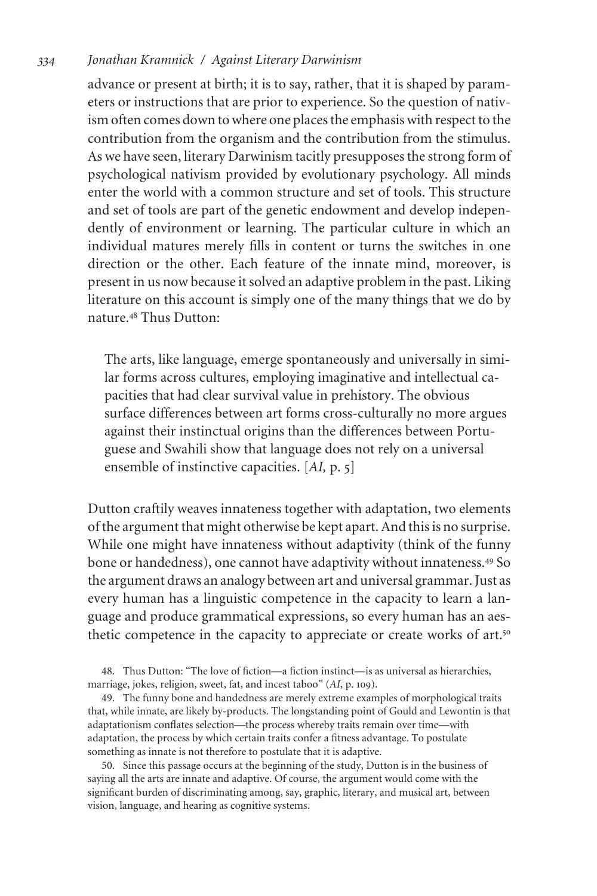advance or present at birth; it is to say, rather, that it is shaped by parameters or instructions that are prior to experience. So the question of nativism often comes down to where one places the emphasis with respect to the contribution from the organism and the contribution from the stimulus. As we have seen, literary Darwinism tacitly presupposes the strong form of psychological nativism provided by evolutionary psychology. All minds enter the world with a common structure and set of tools. This structure and set of tools are part of the genetic endowment and develop independently of environment or learning. The particular culture in which an individual matures merely fills in content or turns the switches in one direction or the other. Each feature of the innate mind, moreover, is present in us now because it solved an adaptive problem in the past. Liking literature on this account is simply one of the many things that we do by nature.[48] Thus Dutton:

> The arts, like language, emerge spontaneously and universally in similar forms across cultures, employing imaginative and intellectual capacities that had clear survival value in prehistory. The obvious surface differences between art forms cross-culturally no more argues against their instinctual origins than the differences between Portuguese and Swahili show that language does not rely on a universal ensemble of instinctive capacities. [*AI,* p. 5]

Dutton craftily weaves innateness together with adaptation, two elements of the argument that might otherwise be kept apart. And this is no surprise. While one might have innateness without adaptivity (think of the funny bone or handedness), one cannot have adaptivity without innateness.[49] So the argument draws an analogy between art and universal grammar. Just as every human has a linguistic competence in the capacity to learn a language and produce grammatical expressions, so every human has an aesthetic competence in the capacity to appreciate or create works of art.[50]

48. Thus Dutton: "The love of fiction—a fiction instinct—is as universal as hierarchies, marriage, jokes, religion, sweet, fat, and incest taboo" (*AI*, p. 109).

49. The funny bone and handedness are merely extreme examples of morphological traits that, while innate, are likely by-products. The longstanding point of Gould and Lewontin is that adaptationism conflates selection—the process whereby traits remain over time—with adaptation, the process by which certain traits confer a fitness advantage. To postulate something as innate is not therefore to postulate that it is adaptive.

50. Since this passage occurs at the beginning of the study, Dutton is in the business of saying all the arts are innate and adaptive. Of course, the argument would come with the significant burden of discriminating among, say, graphic, literary, and musical art, between vision, language, and hearing as cognitive systems.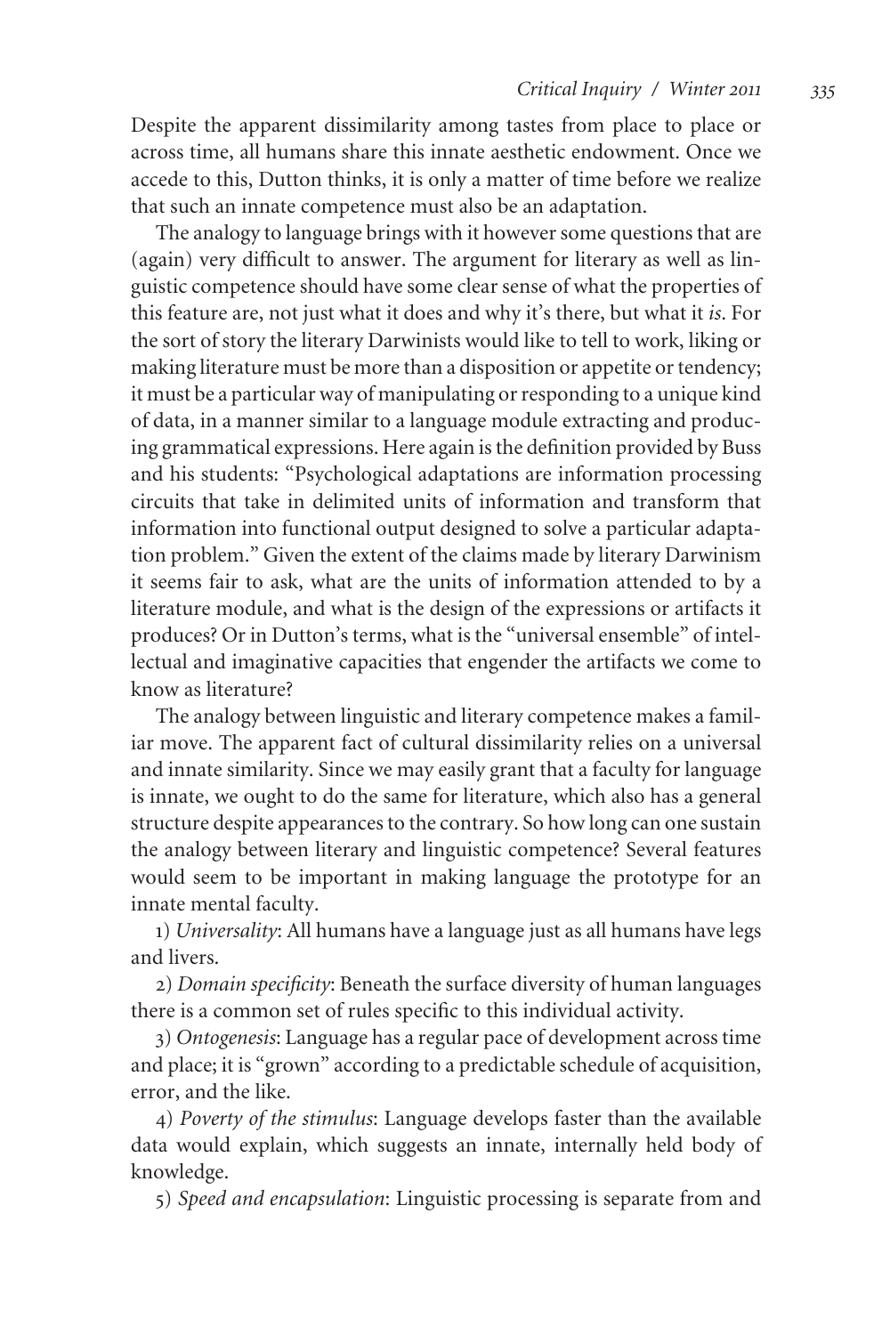Despite the apparent dissimilarity among tastes from place to place or across time, all humans share this innate aesthetic endowment. Once we accede to this, Dutton thinks, it is only a matter of time before we realize that such an innate competence must also be an adaptation.

The analogy to language brings with it however some questions that are (again) very difficult to answer. The argument for literary as well as linguistic competence should have some clear sense of what the properties of this feature are, not just what it does and why it's there, but what it *is*. For the sort of story the literary Darwinists would like to tell to work, liking or making literature must be more than a disposition or appetite or tendency; it must be a particular way of manipulating or responding to a unique kind of data, in a manner similar to a language module extracting and producing grammatical expressions. Here again is the definition provided by Buss and his students: "Psychological adaptations are information processing circuits that take in delimited units of information and transform that information into functional output designed to solve a particular adaptation problem." Given the extent of the claims made by literary Darwinism it seems fair to ask, what are the units of information attended to by a literature module, and what is the design of the expressions or artifacts it produces? Or in Dutton's terms, what is the "universal ensemble" of intellectual and imaginative capacities that engender the artifacts we come to know as literature?

The analogy between linguistic and literary competence makes a familiar move. The apparent fact of cultural dissimilarity relies on a universal and innate similarity. Since we may easily grant that a faculty for language is innate, we ought to do the same for literature, which also has a general structure despite appearances to the contrary. So how long can one sustain the analogy between literary and linguistic competence? Several features would seem to be important in making language the prototype for an innate mental faculty.

1) *Universality*: All humans have a language just as all humans have legs and livers.

2) *Domain specificity*: Beneath the surface diversity of human languages there is a common set of rules specific to this individual activity.

3) *Ontogenesis*: Language has a regular pace of development across time and place; it is "grown" according to a predictable schedule of acquisition, error, and the like.

4) *Poverty of the stimulus*: Language develops faster than the available data would explain, which suggests an innate, internally held body of knowledge.

5) *Speed and encapsulation*: Linguistic processing is separate from and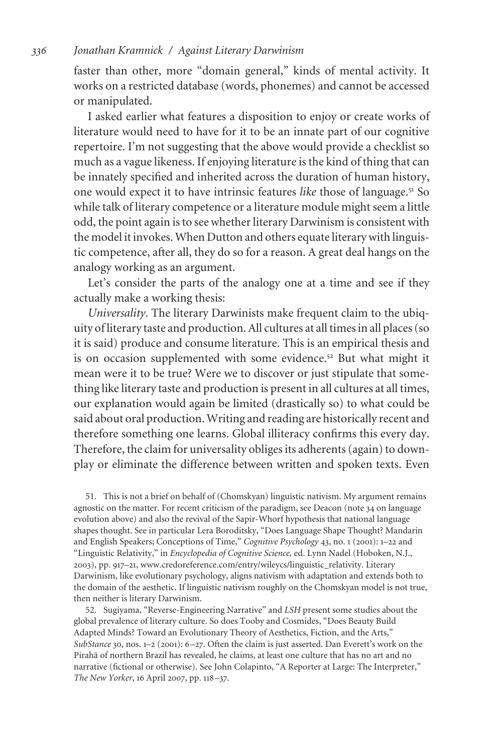faster than other, more "domain general," kinds of mental activity. It works on a restricted database (words, phonemes) and cannot be accessed or manipulated.

I asked earlier what features a disposition to enjoy or create works of literature would need to have for it to be an innate part of our cognitive repertoire. I'm not suggesting that the above would provide a checklist so much as a vague likeness. If enjoying literature is the kind of thing that can be innately specified and inherited across the duration of human history, one would expect it to have intrinsic features *like* those of language.[51] So while talk of literary competence or a literature module might seem a little odd, the point again is to see whether literary Darwinism is consistent with the model it invokes. When Dutton and others equate literary with linguistic competence, after all, they do so for a reason. A great deal hangs on the analogy working as an argument.

Let's consider the parts of the analogy one at a time and see if they actually make a working thesis:

*Universality*. The literary Darwinists make frequent claim to the ubiquity of literary taste and production. All cultures at all times in all places (so it is said) produce and consume literature. This is an empirical thesis and is on occasion supplemented with some evidence.[52] But what might it mean were it to be true? Were we to discover or just stipulate that something like literary taste and production is present in all cultures at all times, our explanation would again be limited (drastically so) to what could be said about oral production. Writing and reading are historically recent and therefore something one learns. Global illiteracy confirms this every day. Therefore, the claim for universality obliges its adherents (again) to downplay or eliminate the difference between written and spoken texts. Even

51. This is not a brief on behalf of (Chomskyan) linguistic nativism. My argument remains agnostic on the matter. For recent criticism of the paradigm, see Deacon (note 34 on language evolution above) and also the revival of the Sapir-Whorf hypothesis that national language shapes thought. See in particular Lera Boroditsky, "Does Language Shape Thought? Mandarin and English Speakers; Conceptions of Time," *Cognitive Psychology* 43, no. 1 (2001): 1–22 and "Linguistic Relativity," in *Encyclopedia of Cognitive Science,* ed. Lynn Nadel (Hoboken, N.J., 2003), pp. 917–21, www.credoreference.com/entry/wileycs/linguistic_relativity. Literary Darwinism, like evolutionary psychology, aligns nativism with adaptation and extends both to the domain of the aesthetic. If linguistic nativism roughly on the Chomskyan model is not true, then neither is literary Darwinism.

52. Sugiyama, "Reverse-Engineering Narrative" and *LSH* present some studies about the global prevalence of literary culture. So does Tooby and Cosmides, "Does Beauty Build Adapted Minds? Toward an Evolutionary Theory of Aesthetics, Fiction, and the Arts," *SubStance* 30, nos. 1–2 (2001): 6–27. Often the claim is just asserted. Dan Everett's work on the Pirahã of northern Brazil has revealed, he claims, at least one culture that has no art and no narrative (fictional or otherwise). See John Colapinto, "A Reporter at Large: The Interpreter," *The New Yorker*, 16 April 2007, pp. 118–37.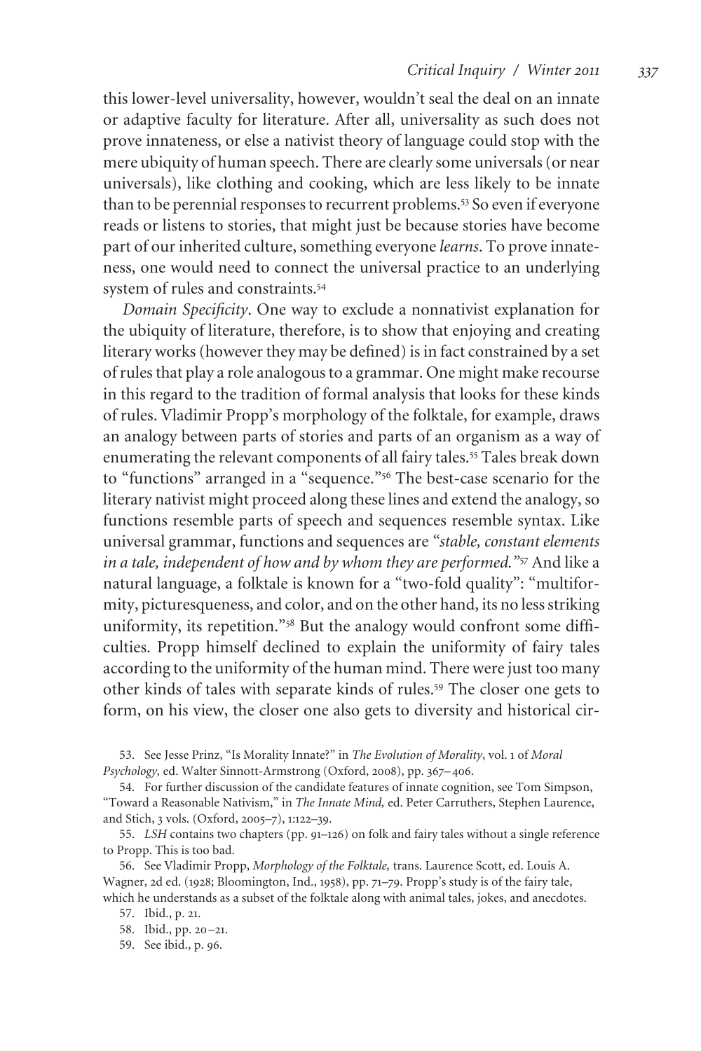this lower-level universality, however, wouldn't seal the deal on an innate or adaptive faculty for literature. After all, universality as such does not prove innateness, or else a nativist theory of language could stop with the mere ubiquity of human speech. There are clearly some universals (or near universals), like clothing and cooking, which are less likely to be innate than to be perennial responses to recurrent problems.[53] So even if everyone reads or listens to stories, that might just be because stories have become part of our inherited culture, something everyone *learns*. To prove innateness, one would need to connect the universal practice to an underlying system of rules and constraints.[54]

*Domain Specificity*. One way to exclude a nonnativist explanation for the ubiquity of literature, therefore, is to show that enjoying and creating literary works (however they may be defined) is in fact constrained by a set of rules that play a role analogous to a grammar. One might make recourse in this regard to the tradition of formal analysis that looks for these kinds of rules. Vladimir Propp's morphology of the folktale, for example, draws an analogy between parts of stories and parts of an organism as a way of enumerating the relevant components of all fairy tales.[55] Tales break down to "functions" arranged in a "sequence."[56] The best-case scenario for the literary nativist might proceed along these lines and extend the analogy, so functions resemble parts of speech and sequences resemble syntax. Like universal grammar, functions and sequences are "*stable, constant elements in a tale, independent of how and by whom they are performed.*"[57] And like a natural language, a folktale is known for a "two-fold quality": "multiformity, picturesqueness, and color, and on the other hand, its no less striking uniformity, its repetition."[58] But the analogy would confront some difficulties. Propp himself declined to explain the uniformity of fairy tales according to the uniformity of the human mind. There were just too many other kinds of tales with separate kinds of rules.[59] The closer one gets to form, on his view, the closer one also gets to diversity and historical cir-

53. See Jesse Prinz, "Is Morality Innate?" in *The Evolution of Morality*, vol. 1 of *Moral Psychology,* ed. Walter Sinnott-Armstrong (Oxford, 2008), pp. 367–406.

54. For further discussion of the candidate features of innate cognition, see Tom Simpson, "Toward a Reasonable Nativism," in *The Innate Mind,* ed. Peter Carruthers, Stephen Laurence, and Stich, 3 vols. (Oxford, 2005–7), 1:122–39.

55. *LSH* contains two chapters (pp. 91–126) on folk and fairy tales without a single reference to Propp. This is too bad.

56. See Vladimir Propp, *Morphology of the Folktale,* trans. Laurence Scott, ed. Louis A. Wagner, 2d ed. (1928; Bloomington, Ind., 1958), pp. 71–79. Propp's study is of the fairy tale, which he understands as a subset of the folktale along with animal tales, jokes, and anecdotes.

57. Ibid., p. 21.

58. Ibid., pp. 20–21.

59. See ibid., p. 96.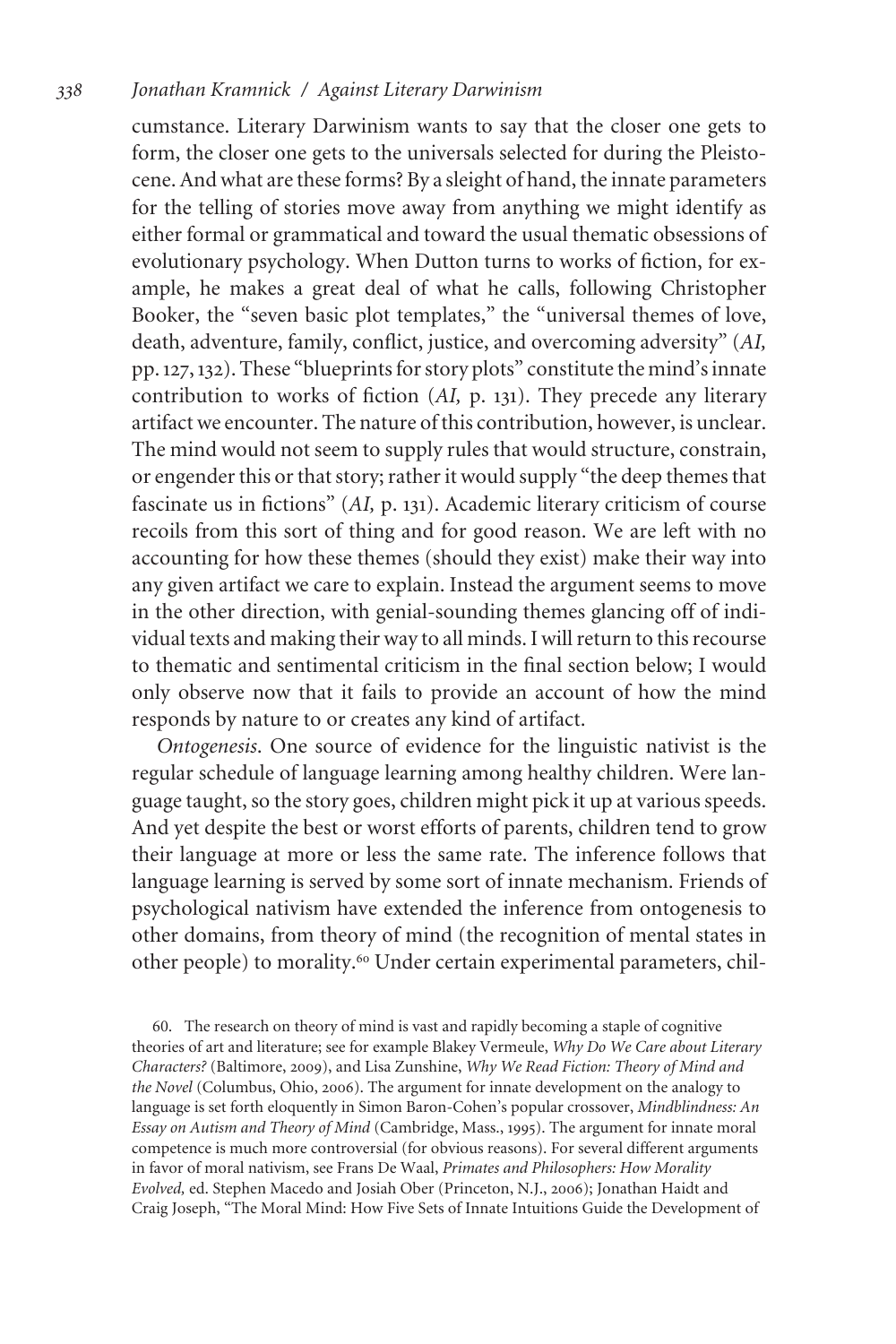cumstance. Literary Darwinism wants to say that the closer one gets to form, the closer one gets to the universals selected for during the Pleistocene. And what are these forms? By a sleight of hand, the innate parameters for the telling of stories move away from anything we might identify as either formal or grammatical and toward the usual thematic obsessions of evolutionary psychology. When Dutton turns to works of fiction, for example, he makes a great deal of what he calls, following Christopher Booker, the "seven basic plot templates," the "universal themes of love, death, adventure, family, conflict, justice, and overcoming adversity" (*AI,* pp. 127, 132). These "blueprints for story plots" constitute the mind's innate contribution to works of fiction (*AI,* p. 131). They precede any literary artifact we encounter. The nature of this contribution, however, is unclear. The mind would not seem to supply rules that would structure, constrain, or engender this or that story; rather it would supply "the deep themes that fascinate us in fictions" (*AI,* p. 131). Academic literary criticism of course recoils from this sort of thing and for good reason. We are left with no accounting for how these themes (should they exist) make their way into any given artifact we care to explain. Instead the argument seems to move in the other direction, with genial-sounding themes glancing off of individual texts and making their way to all minds. I will return to this recourse to thematic and sentimental criticism in the final section below; I would only observe now that it fails to provide an account of how the mind responds by nature to or creates any kind of artifact.

*Ontogenesis*. One source of evidence for the linguistic nativist is the regular schedule of language learning among healthy children. Were language taught, so the story goes, children might pick it up at various speeds. And yet despite the best or worst efforts of parents, children tend to grow their language at more or less the same rate. The inference follows that language learning is served by some sort of innate mechanism. Friends of psychological nativism have extended the inference from ontogenesis to other domains, from theory of mind (the recognition of mental states in other people) to morality.[60] Under certain experimental parameters, chil-

60. The research on theory of mind is vast and rapidly becoming a staple of cognitive theories of art and literature; see for example Blakey Vermeule, *Why Do We Care about Literary Characters?* (Baltimore, 2009), and Lisa Zunshine, *Why We Read Fiction: Theory of Mind and the Novel* (Columbus, Ohio, 2006). The argument for innate development on the analogy to language is set forth eloquently in Simon Baron-Cohen's popular crossover, *Mindblindness: An Essay on Autism and Theory of Mind* (Cambridge, Mass., 1995). The argument for innate moral competence is much more controversial (for obvious reasons). For several different arguments in favor of moral nativism, see Frans De Waal, *Primates and Philosophers: How Morality Evolved,* ed. Stephen Macedo and Josiah Ober (Princeton, N.J., 2006); Jonathan Haidt and Craig Joseph, "The Moral Mind: How Five Sets of Innate Intuitions Guide the Development of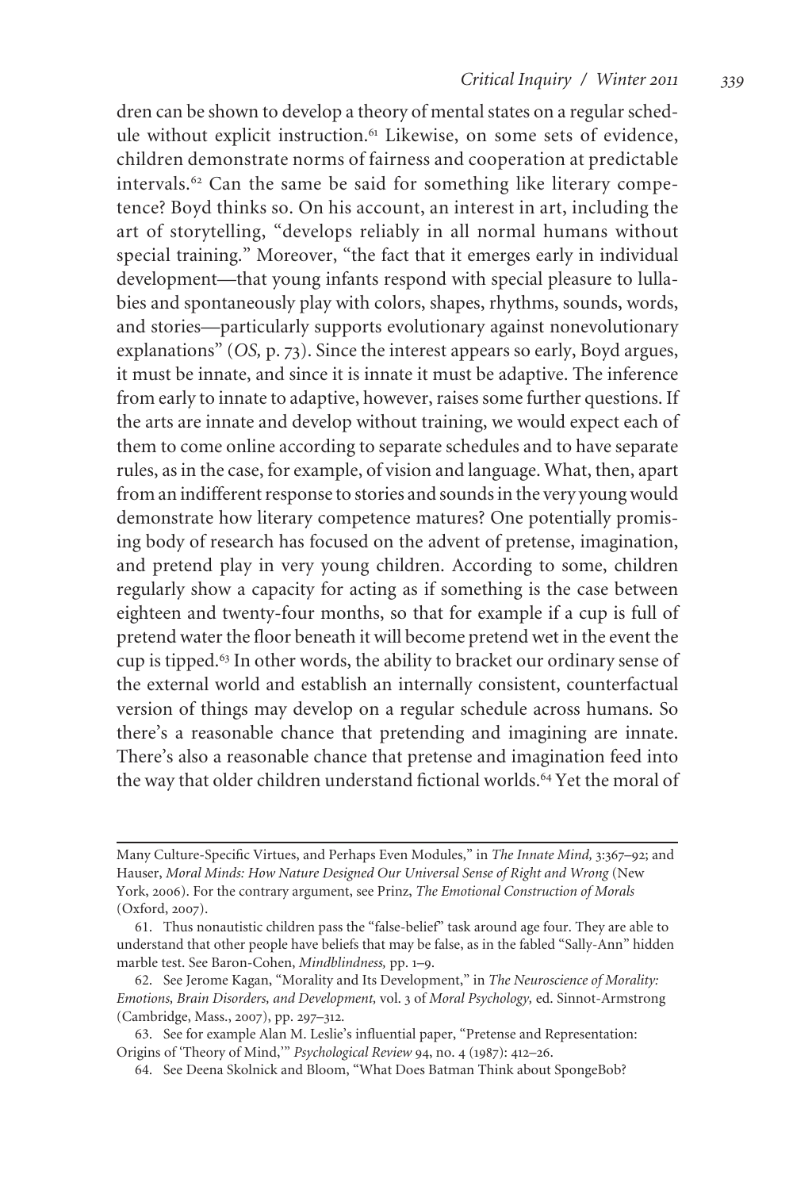dren can be shown to develop a theory of mental states on a regular schedule without explicit instruction.[61] Likewise, on some sets of evidence, children demonstrate norms of fairness and cooperation at predictable intervals.[62] Can the same be said for something like literary competence? Boyd thinks so. On his account, an interest in art, including the art of storytelling, "develops reliably in all normal humans without special training." Moreover, "the fact that it emerges early in individual development—that young infants respond with special pleasure to lullabies and spontaneously play with colors, shapes, rhythms, sounds, words, and stories—particularly supports evolutionary against nonevolutionary explanations" (*OS,* p. 73). Since the interest appears so early, Boyd argues, it must be innate, and since it is innate it must be adaptive. The inference from early to innate to adaptive, however, raises some further questions. If the arts are innate and develop without training, we would expect each of them to come online according to separate schedules and to have separate rules, as in the case, for example, of vision and language. What, then, apart from an indifferent response to stories and sounds in the very young would demonstrate how literary competence matures? One potentially promising body of research has focused on the advent of pretense, imagination, and pretend play in very young children. According to some, children regularly show a capacity for acting as if something is the case between eighteen and twenty-four months, so that for example if a cup is full of pretend water the floor beneath it will become pretend wet in the event the cup is tipped.[63] In other words, the ability to bracket our ordinary sense of the external world and establish an internally consistent, counterfactual version of things may develop on a regular schedule across humans. So there's a reasonable chance that pretending and imagining are innate. There's also a reasonable chance that pretense and imagination feed into the way that older children understand fictional worlds.[64] Yet the moral of

Many Culture-Specific Virtues, and Perhaps Even Modules," in *The Innate Mind,* 3:367–92; and Hauser, *Moral Minds: How Nature Designed Our Universal Sense of Right and Wrong* (New York, 2006). For the contrary argument, see Prinz, *The Emotional Construction of Morals* (Oxford, 2007).

61. Thus nonautistic children pass the "false-belief" task around age four. They are able to understand that other people have beliefs that may be false, as in the fabled "Sally-Ann" hidden marble test. See Baron-Cohen, *Mindblindness,* pp. 1–9.

62. See Jerome Kagan, "Morality and Its Development," in *The Neuroscience of Morality: Emotions, Brain Disorders, and Development,* vol. 3 of *Moral Psychology,* ed. Sinnott-Armstrong (Cambridge, Mass., 2007), pp. 297–312.

63. See for example Alan M. Leslie's influential paper, "Pretense and Representation: Origins of 'Theory of Mind,'" *Psychological Review* 94, no. 4 (1987): 412–26.

64. See Deena Skolnick and Bloom, "What Does Batman Think about SpongeBob?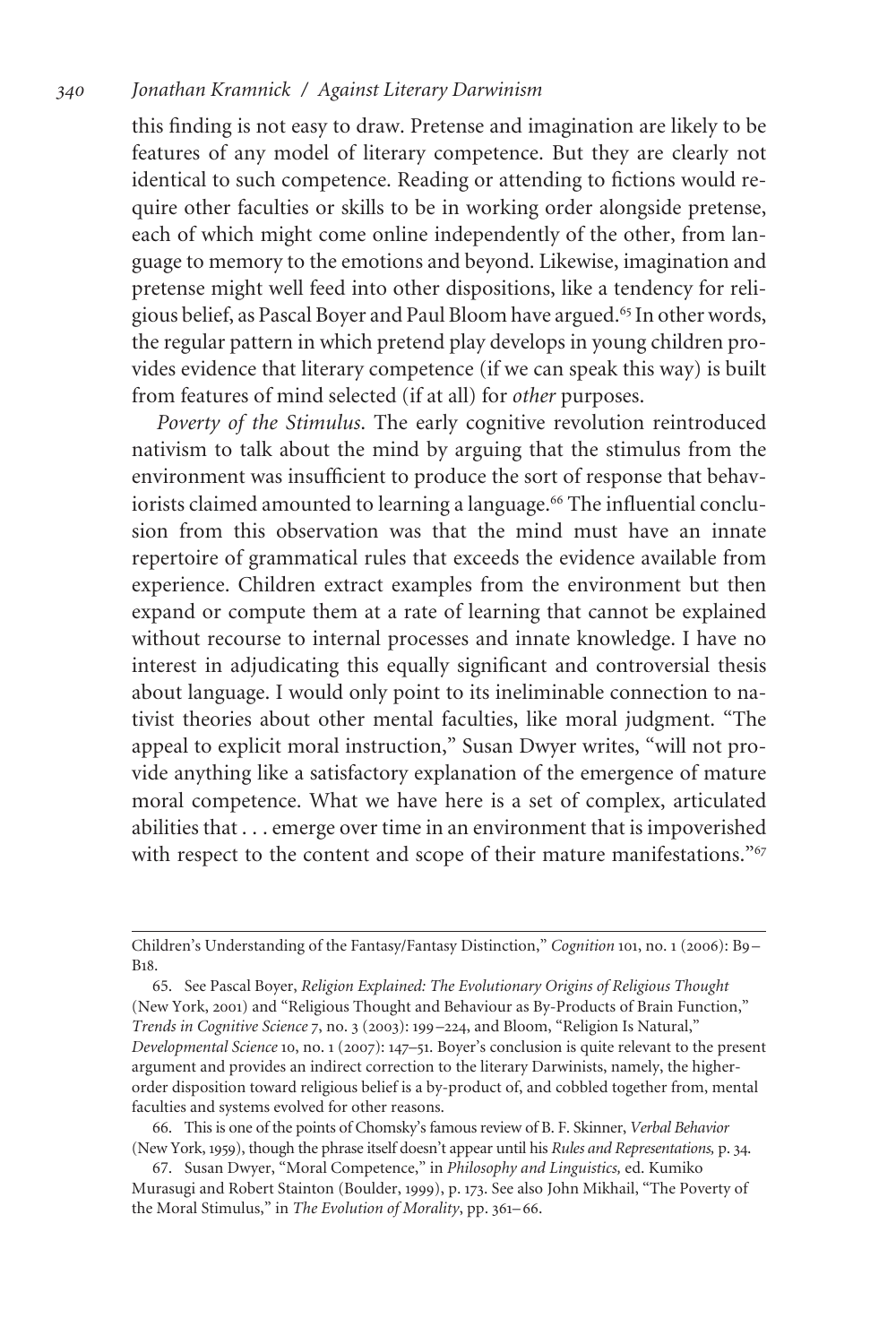this finding is not easy to draw. Pretense and imagination are likely to be features of any model of literary competence. But they are clearly not identical to such competence. Reading or attending to fictions would require other faculties or skills to be in working order alongside pretense, each of which might come online independently of the other, from language to memory to the emotions and beyond. Likewise, imagination and pretense might well feed into other dispositions, like a tendency for religious belief, as Pascal Boyer and Paul Bloom have argued.[65] In other words, the regular pattern in which pretend play develops in young children provides evidence that literary competence (if we can speak this way) is built from features of mind selected (if at all) for *other* purposes.

*Poverty of the Stimulus*. The early cognitive revolution reintroduced nativism to talk about the mind by arguing that the stimulus from the environment was insufficient to produce the sort of response that behaviorists claimed amounted to learning a language.[66] The influential conclusion from this observation was that the mind must have an innate repertoire of grammatical rules that exceeds the evidence available from experience. Children extract examples from the environment but then expand or compute them at a rate of learning that cannot be explained without recourse to internal processes and innate knowledge. I have no interest in adjudicating this equally significant and controversial thesis about language. I would only point to its ineliminable connection to nativist theories about other mental faculties, like moral judgment. "The appeal to explicit moral instruction," Susan Dwyer writes, "will not provide anything like a satisfactory explanation of the emergence of mature moral competence. What we have here is a set of complex, articulated abilities that . . . emerge over time in an environment that is impoverished with respect to the content and scope of their mature manifestations."[67]

---

Children's Understanding of the Fantasy/Fantasy Distinction," *Cognition* 101, no. 1 (2006): B9–B18.

65. See Pascal Boyer, *Religion Explained: The Evolutionary Origins of Religious Thought* (New York, 2001) and "Religious Thought and Behaviour as By-Products of Brain Function," *Trends in Cognitive Science* 7, no. 3 (2003): 199–224, and Bloom, "Religion Is Natural," *Developmental Science* 10, no. 1 (2007): 147–51. Boyer's conclusion is quite relevant to the present argument and provides an indirect correction to the literary Darwinists, namely, the higher-order disposition toward religious belief is a by-product of, and cobbled together from, mental faculties and systems evolved for other reasons.

66. This is one of the points of Chomsky's famous review of B. F. Skinner, *Verbal Behavior* (New York, 1959), though the phrase itself doesn't appear until his *Rules and Representations,* p. 34.

67. Susan Dwyer, "Moral Competence," in *Philosophy and Linguistics,* ed. Kumiko Murasugi and Robert Stainton (Boulder, 1999), p. 173. See also John Mikhail, "The Poverty of the Moral Stimulus," in *The Evolution of Morality*, pp. 361–66.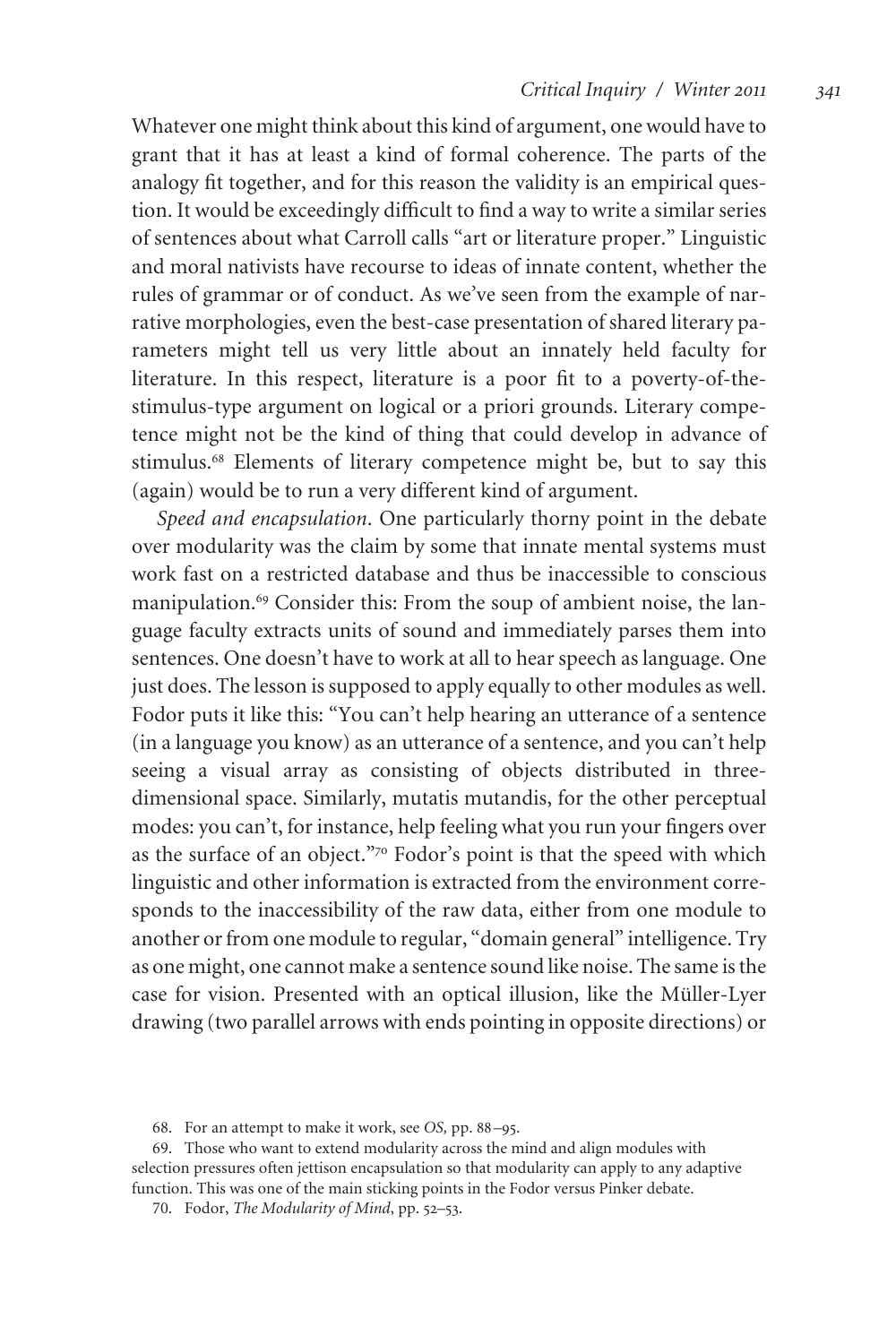Whatever one might think about this kind of argument, one would have to grant that it has at least a kind of formal coherence. The parts of the analogy fit together, and for this reason the validity is an empirical question. It would be exceedingly difficult to find a way to write a similar series of sentences about what Carroll calls "art or literature proper." Linguistic and moral nativists have recourse to ideas of innate content, whether the rules of grammar or of conduct. As we've seen from the example of narrative morphologies, even the best-case presentation of shared literary parameters might tell us very little about an innately held faculty for literature. In this respect, literature is a poor fit to a poverty-of-the-stimulus-type argument on logical or a priori grounds. Literary competence might not be the kind of thing that could develop in advance of stimulus.[68] Elements of literary competence might be, but to say this (again) would be to run a very different kind of argument.

*Speed and encapsulation*. One particularly thorny point in the debate over modularity was the claim by some that innate mental systems must work fast on a restricted database and thus be inaccessible to conscious manipulation.[69] Consider this: From the soup of ambient noise, the language faculty extracts units of sound and immediately parses them into sentences. One doesn't have to work at all to hear speech as language. One just does. The lesson is supposed to apply equally to other modules as well. Fodor puts it like this: "You can't help hearing an utterance of a sentence (in a language you know) as an utterance of a sentence, and you can't help seeing a visual array as consisting of objects distributed in three-dimensional space. Similarly, mutatis mutandis, for the other perceptual modes: you can't, for instance, help feeling what you run your fingers over as the surface of an object."[70] Fodor's point is that the speed with which linguistic and other information is extracted from the environment corresponds to the inaccessibility of the raw data, either from one module to another or from one module to regular, "domain general" intelligence. Try as one might, one cannot make a sentence sound like noise. The same is the case for vision. Presented with an optical illusion, like the Müller-Lyer drawing (two parallel arrows with ends pointing in opposite directions) or

68. For an attempt to make it work, see *OS*, pp. 88–95.

69. Those who want to extend modularity across the mind and align modules with selection pressures often jettison encapsulation so that modularity can apply to any adaptive function. This was one of the main sticking points in the Fodor versus Pinker debate.

70. Fodor, *The Modularity of Mind*, pp. 52–53.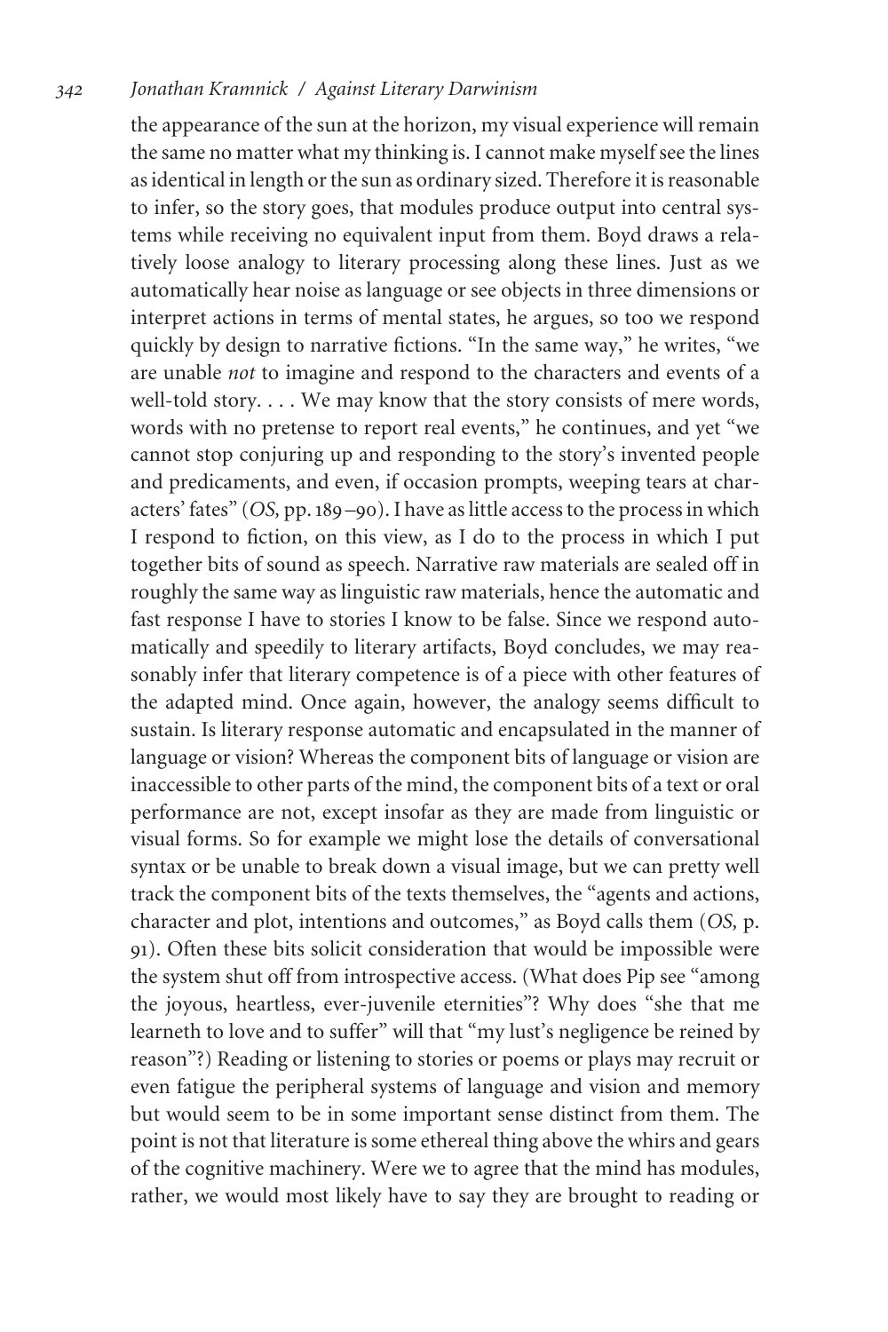the appearance of the sun at the horizon, my visual experience will remain the same no matter what my thinking is. I cannot make myself see the lines as identical in length or the sun as ordinary sized. Therefore it is reasonable to infer, so the story goes, that modules produce output into central systems while receiving no equivalent input from them. Boyd draws a relatively loose analogy to literary processing along these lines. Just as we automatically hear noise as language or see objects in three dimensions or interpret actions in terms of mental states, he argues, so too we respond quickly by design to narrative fictions. "In the same way," he writes, "we are unable *not* to imagine and respond to the characters and events of a well-told story. . . . We may know that the story consists of mere words, words with no pretense to report real events," he continues, and yet "we cannot stop conjuring up and responding to the story's invented people and predicaments, and even, if occasion prompts, weeping tears at characters' fates" (*OS,* pp. 189–90). I have as little access to the process in which I respond to fiction, on this view, as I do to the process in which I put together bits of sound as speech. Narrative raw materials are sealed off in roughly the same way as linguistic raw materials, hence the automatic and fast response I have to stories I know to be false. Since we respond automatically and speedily to literary artifacts, Boyd concludes, we may reasonably infer that literary competence is of a piece with other features of the adapted mind. Once again, however, the analogy seems difficult to sustain. Is literary response automatic and encapsulated in the manner of language or vision? Whereas the component bits of language or vision are inaccessible to other parts of the mind, the component bits of a text or oral performance are not, except insofar as they are made from linguistic or visual forms. So for example we might lose the details of conversational syntax or be unable to break down a visual image, but we can pretty well track the component bits of the texts themselves, the "agents and actions, character and plot, intentions and outcomes," as Boyd calls them (*OS,* p. 91). Often these bits solicit consideration that would be impossible were the system shut off from introspective access. (What does Pip see "among the joyous, heartless, ever-juvenile eternities"? Why does "she that me learneth to love and to suffer" will that "my lust's negligence be reined by reason"?) Reading or listening to stories or poems or plays may recruit or even fatigue the peripheral systems of language and vision and memory but would seem to be in some important sense distinct from them. The point is not that literature is some ethereal thing above the whirs and gears of the cognitive machinery. Were we to agree that the mind has modules, rather, we would most likely have to say they are brought to reading or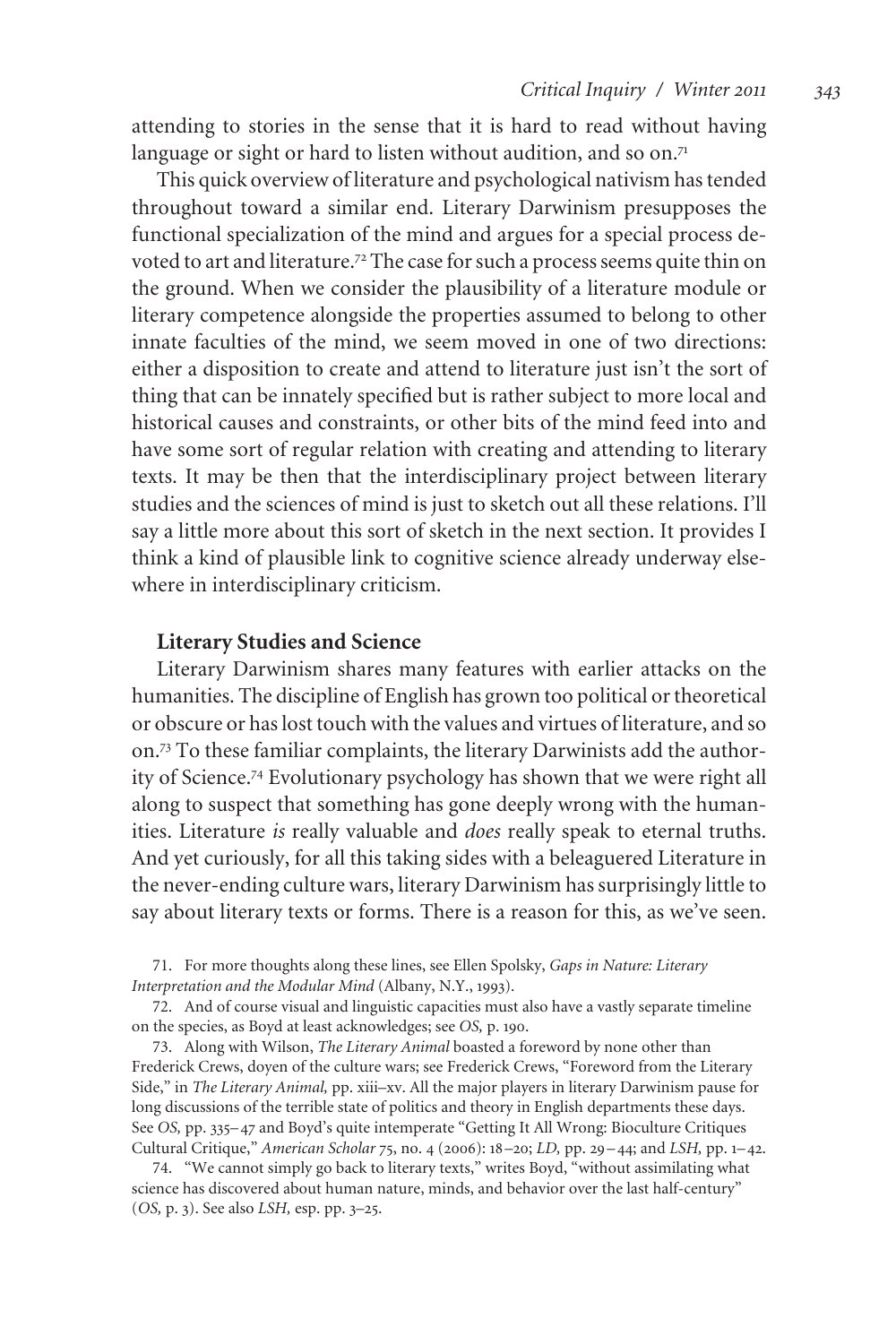attending to stories in the sense that it is hard to read without having language or sight or hard to listen without audition, and so on.[71]

This quick overview of literature and psychological nativism has tended throughout toward a similar end. Literary Darwinism presupposes the functional specialization of the mind and argues for a special process devoted to art and literature.[72] The case for such a process seems quite thin on the ground. When we consider the plausibility of a literature module or literary competence alongside the properties assumed to belong to other innate faculties of the mind, we seem moved in one of two directions: either a disposition to create and attend to literature just isn't the sort of thing that can be innately specified but is rather subject to more local and historical causes and constraints, or other bits of the mind feed into and have some sort of regular relation with creating and attending to literary texts. It may be then that the interdisciplinary project between literary studies and the sciences of mind is just to sketch out all these relations. I'll say a little more about this sort of sketch in the next section. It provides I think a kind of plausible link to cognitive science already underway elsewhere in interdisciplinary criticism.

## Literary Studies and Science

Literary Darwinism shares many features with earlier attacks on the humanities. The discipline of English has grown too political or theoretical or obscure or has lost touch with the values and virtues of literature, and so on.[73] To these familiar complaints, the literary Darwinists add the authority of Science.[74] Evolutionary psychology has shown that we were right all along to suspect that something has gone deeply wrong with the humanities. Literature *is* really valuable and *does* really speak to eternal truths. And yet curiously, for all this taking sides with a beleaguered Literature in the never-ending culture wars, literary Darwinism has surprisingly little to say about literary texts or forms. There is a reason for this, as we've seen.

71. For more thoughts along these lines, see Ellen Spolsky, *Gaps in Nature: Literary Interpretation and the Modular Mind* (Albany, N.Y., 1993).

72. And of course visual and linguistic capacities must also have a vastly separate timeline on the species, as Boyd at least acknowledges; see *OS,* p. 190.

73. Along with Wilson, *The Literary Animal* boasted a foreword by none other than Frederick Crews, doyen of the culture wars; see Frederick Crews, "Foreword from the Literary Side," in *The Literary Animal,* pp. xiii–xv. All the major players in literary Darwinism pause for long discussions of the terrible state of politics and theory in English departments these days. See *OS,* pp. 335–47 and Boyd's quite intemperate "Getting It All Wrong: Bioculture Critiques Cultural Critique," *American Scholar* 75, no. 4 (2006): 18–20; *LD,* pp. 29–44; and *LSH,* pp. 1–42.

74. "We cannot simply go back to literary texts," writes Boyd, "without assimilating what science has discovered about human nature, minds, and behavior over the last half-century" (*OS,* p. 3). See also *LSH,* esp. pp. 3–25.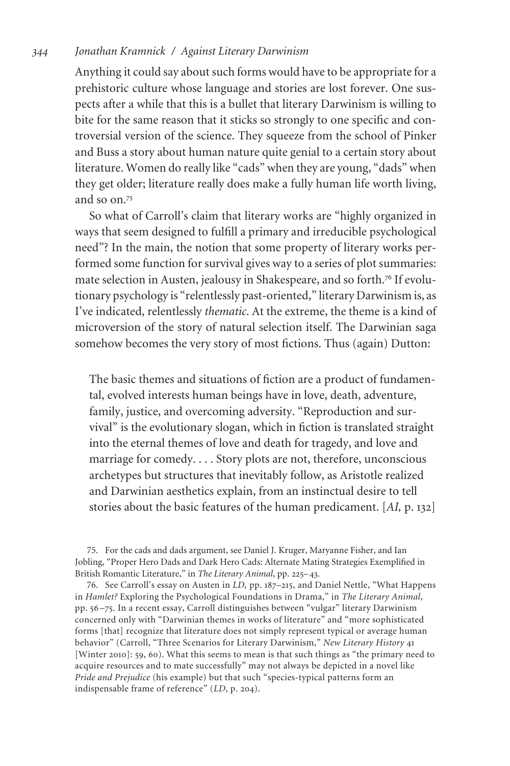Anything it could say about such forms would have to be appropriate for a prehistoric culture whose language and stories are lost forever. One suspects after a while that this is a bullet that literary Darwinism is willing to bite for the same reason that it sticks so strongly to one specific and controversial version of the science. They squeeze from the school of Pinker and Buss a story about human nature quite genial to a certain story about literature. Women do really like "cads" when they are young, "dads" when they get older; literature really does make a fully human life worth living, and so on.[75]

So what of Carroll's claim that literary works are "highly organized in ways that seem designed to fulfill a primary and irreducible psychological need"? In the main, the notion that some property of literary works performed some function for survival gives way to a series of plot summaries: mate selection in Austen, jealousy in Shakespeare, and so forth.[76] If evolutionary psychology is "relentlessly past-oriented," literary Darwinism is, as I've indicated, relentlessly *thematic*. At the extreme, the theme is a kind of microversion of the story of natural selection itself. The Darwinian saga somehow becomes the very story of most fictions. Thus (again) Dutton:

> The basic themes and situations of fiction are a product of fundamental, evolved interests human beings have in love, death, adventure, family, justice, and overcoming adversity. "Reproduction and survival" is the evolutionary slogan, which in fiction is translated straight into the eternal themes of love and death for tragedy, and love and marriage for comedy. . . . Story plots are not, therefore, unconscious archetypes but structures that inevitably follow, as Aristotle realized and Darwinian aesthetics explain, from an instinctual desire to tell stories about the basic features of the human predicament. [*AI*, p. 132]

75. For the cads and dads argument, see Daniel J. Kruger, Maryanne Fisher, and Ian Jobling, "Proper Hero Dads and Dark Hero Cads: Alternate Mating Strategies Exemplified in British Romantic Literature," in *The Literary Animal*, pp. 225–43.

76. See Carroll's essay on Austen in *LD*, pp. 187–215, and Daniel Nettle, "What Happens in *Hamlet?* Exploring the Psychological Foundations in Drama," in *The Literary Animal*, pp. 56–75. In a recent essay, Carroll distinguishes between "vulgar" literary Darwinism concerned only with "Darwinian themes in works of literature" and "more sophisticated forms [that] recognize that literature does not simply represent typical or average human behavior" (Carroll, "Three Scenarios for Literary Darwinism," *New Literary History* 41 [Winter 2010]: 59, 60). What this seems to mean is that such things as "the primary need to acquire resources and to mate successfully" may not always be depicted in a novel like *Pride and Prejudice* (his example) but that such "species-typical patterns form an indispensable frame of reference" (*LD*, p. 204).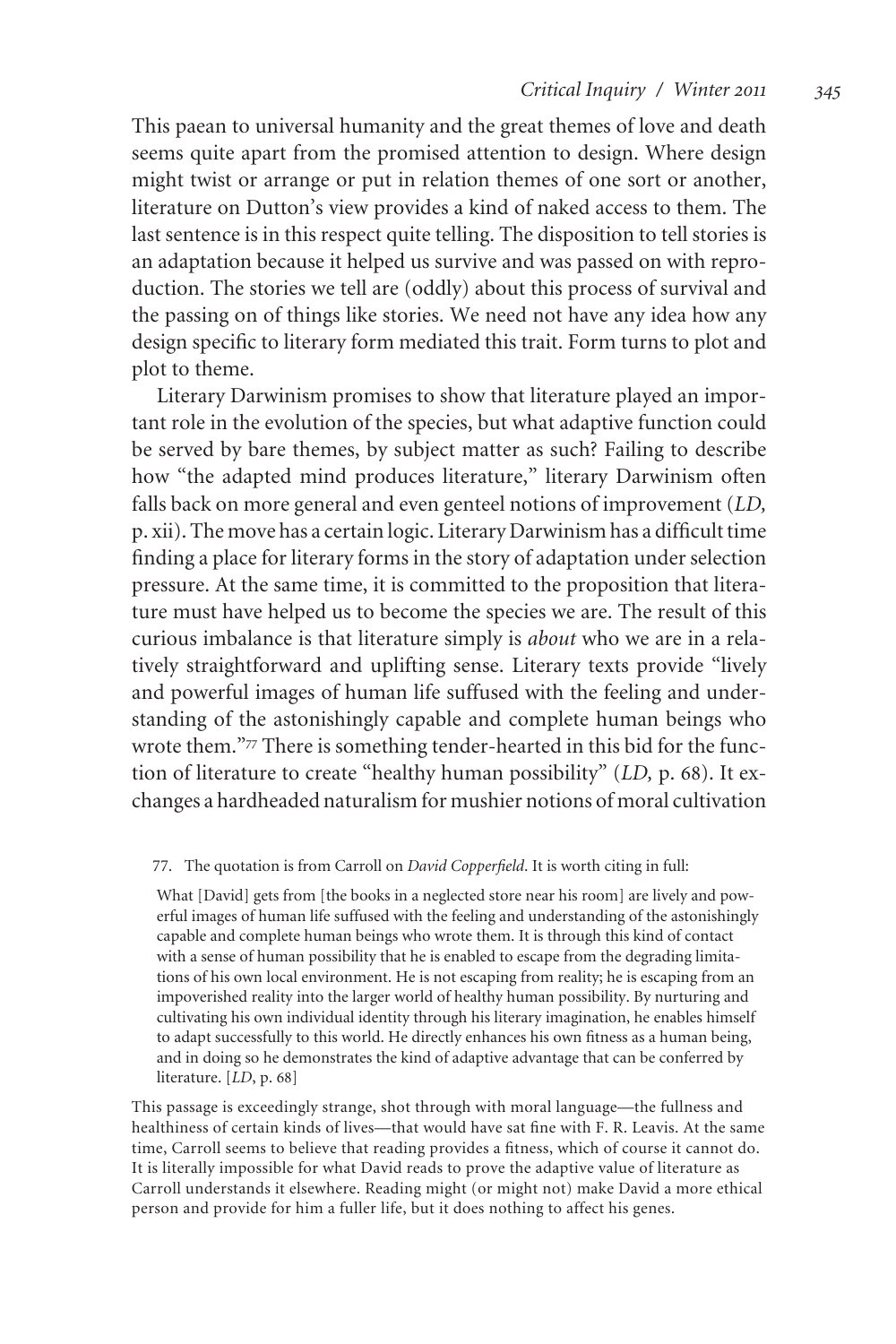This paean to universal humanity and the great themes of love and death seems quite apart from the promised attention to design. Where design might twist or arrange or put in relation themes of one sort or another, literature on Dutton's view provides a kind of naked access to them. The last sentence is in this respect quite telling. The disposition to tell stories is an adaptation because it helped us survive and was passed on with reproduction. The stories we tell are (oddly) about this process of survival and the passing on of things like stories. We need not have any idea how any design specific to literary form mediated this trait. Form turns to plot and plot to theme.

Literary Darwinism promises to show that literature played an important role in the evolution of the species, but what adaptive function could be served by bare themes, by subject matter as such? Failing to describe how "the adapted mind produces literature," literary Darwinism often falls back on more general and even genteel notions of improvement (*LD,* p. xii). The move has a certain logic. Literary Darwinism has a difficult time finding a place for literary forms in the story of adaptation under selection pressure. At the same time, it is committed to the proposition that literature must have helped us to become the species we are. The result of this curious imbalance is that literature simply is *about* who we are in a relatively straightforward and uplifting sense. Literary texts provide "lively and powerful images of human life suffused with the feeling and understanding of the astonishingly capable and complete human beings who wrote them."[77] There is something tender-hearted in this bid for the function of literature to create "healthy human possibility" (*LD,* p. 68). It exchanges a hardheaded naturalism for mushier notions of moral cultivation

77. The quotation is from Carroll on *David Copperfield*. It is worth citing in full:

> What [David] gets from [the books in a neglected store near his room] are lively and powerful images of human life suffused with the feeling and understanding of the astonishingly capable and complete human beings who wrote them. It is through this kind of contact with a sense of human possibility that he is enabled to escape from the degrading limitations of his own local environment. He is not escaping from reality; he is escaping from an impoverished reality into the larger world of healthy human possibility. By nurturing and cultivating his own individual identity through his literary imagination, he enables himself to adapt successfully to this world. He directly enhances his own fitness as a human being, and in doing so he demonstrates the kind of adaptive advantage that can be conferred by literature. [*LD*, p. 68]

This passage is exceedingly strange, shot through with moral language—the fullness and healthiness of certain kinds of lives—that would have sat fine with F. R. Leavis. At the same time, Carroll seems to believe that reading provides a fitness, which of course it cannot do. It is literally impossible for what David reads to prove the adaptive value of literature as Carroll understands it elsewhere. Reading might (or might not) make David a more ethical person and provide for him a fuller life, but it does nothing to affect his genes.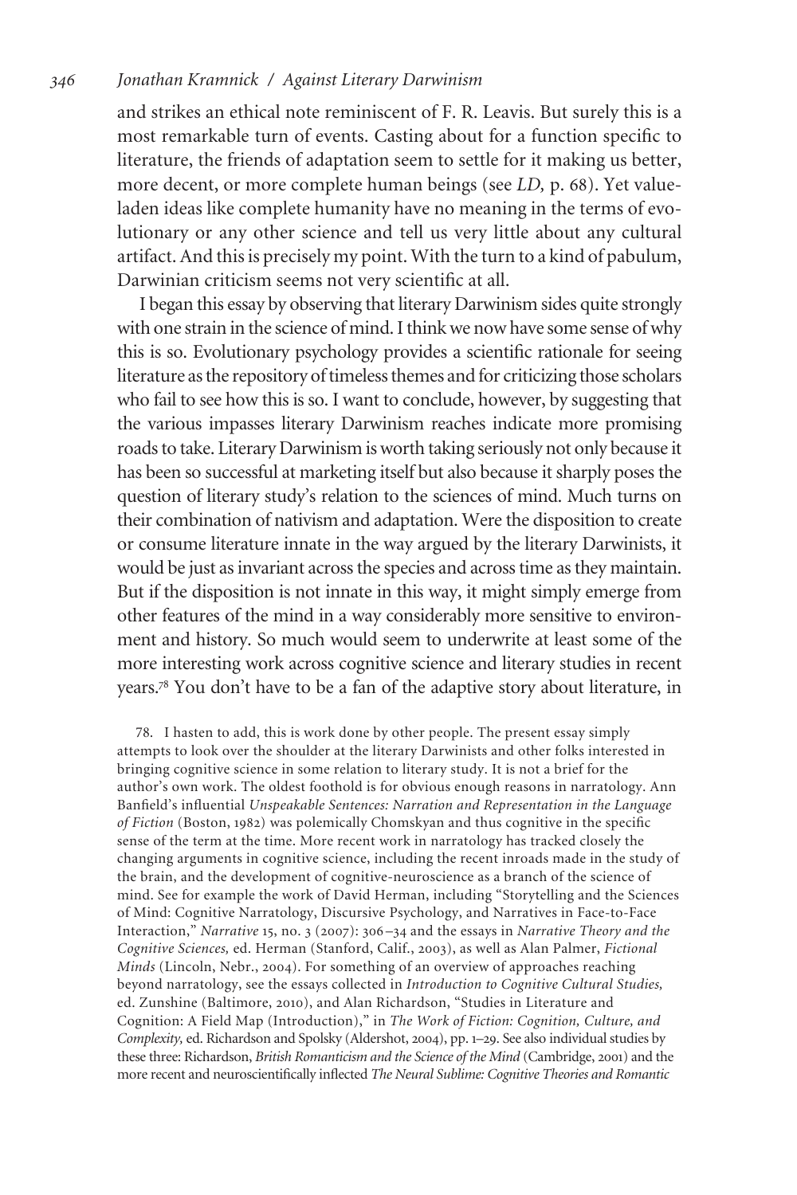and strikes an ethical note reminiscent of F. R. Leavis. But surely this is a most remarkable turn of events. Casting about for a function specific to literature, the friends of adaptation seem to settle for it making us better, more decent, or more complete human beings (see *LD,* p. 68). Yet value-laden ideas like complete humanity have no meaning in the terms of evolutionary or any other science and tell us very little about any cultural artifact. And this is precisely my point. With the turn to a kind of pabulum, Darwinian criticism seems not very scientific at all.

I began this essay by observing that literary Darwinism sides quite strongly with one strain in the science of mind. I think we now have some sense of why this is so. Evolutionary psychology provides a scientific rationale for seeing literature as the repository of timeless themes and for criticizing those scholars who fail to see how this is so. I want to conclude, however, by suggesting that the various impasses literary Darwinism reaches indicate more promising roads to take. Literary Darwinism is worth taking seriously not only because it has been so successful at marketing itself but also because it sharply poses the question of literary study's relation to the sciences of mind. Much turns on their combination of nativism and adaptation. Were the disposition to create or consume literature innate in the way argued by the literary Darwinists, it would be just as invariant across the species and across time as they maintain. But if the disposition is not innate in this way, it might simply emerge from other features of the mind in a way considerably more sensitive to environment and history. So much would seem to underwrite at least some of the more interesting work across cognitive science and literary studies in recent years.[78] You don't have to be a fan of the adaptive story about literature, in

78. I hasten to add, this is work done by other people. The present essay simply attempts to look over the shoulder at the literary Darwinists and other folks interested in bringing cognitive science in some relation to literary study. It is not a brief for the author's own work. The oldest foothold is for obvious enough reasons in narratology. Ann Banfield's influential *Unspeakable Sentences: Narration and Representation in the Language of Fiction* (Boston, 1982) was polemically Chomskyan and thus cognitive in the specific sense of the term at the time. More recent work in narratology has tracked closely the changing arguments in cognitive science, including the recent inroads made in the study of the brain, and the development of cognitive-neuroscience as a branch of the science of mind. See for example the work of David Herman, including "Storytelling and the Sciences of Mind: Cognitive Narratology, Discursive Psychology, and Narratives in Face-to-Face Interaction," *Narrative* 15, no. 3 (2007): 306–34 and the essays in *Narrative Theory and the Cognitive Sciences,* ed. Herman (Stanford, Calif., 2003), as well as Alan Palmer, *Fictional Minds* (Lincoln, Nebr., 2004). For something of an overview of approaches reaching beyond narratology, see the essays collected in *Introduction to Cognitive Cultural Studies,* ed. Zunshine (Baltimore, 2010), and Alan Richardson, "Studies in Literature and Cognition: A Field Map (Introduction)," in *The Work of Fiction: Cognition, Culture, and Complexity,* ed. Richardson and Spolsky (Aldershot, 2004), pp. 1–29. See also individual studies by these three: Richardson, *British Romanticism and the Science of the Mind* (Cambridge, 2001) and the more recent and neuroscientifically inflected *The Neural Sublime: Cognitive Theories and Romantic*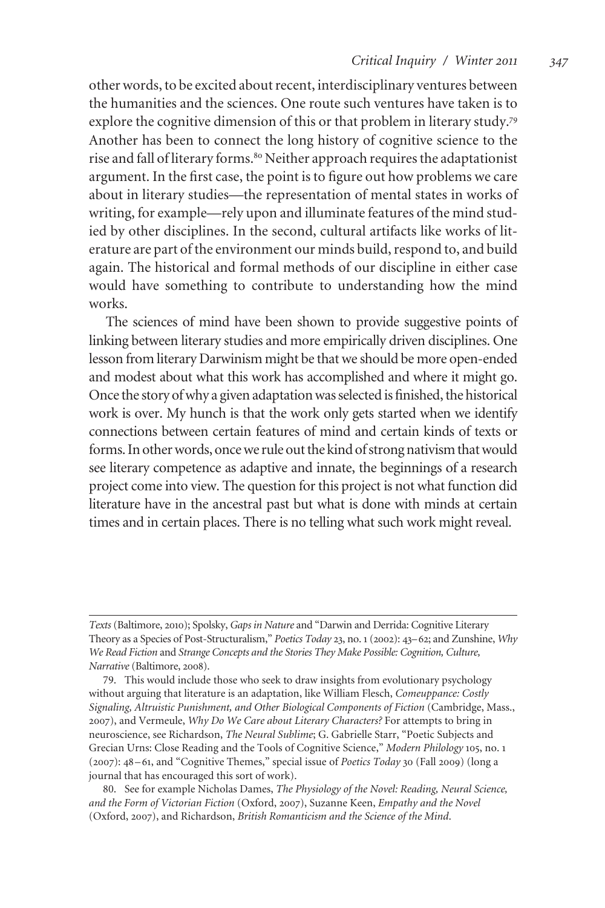other words, to be excited about recent, interdisciplinary ventures between the humanities and the sciences. One route such ventures have taken is to explore the cognitive dimension of this or that problem in literary study.[79] Another has been to connect the long history of cognitive science to the rise and fall of literary forms.[80] Neither approach requires the adaptationist argument. In the first case, the point is to figure out how problems we care about in literary studies—the representation of mental states in works of writing, for example—rely upon and illuminate features of the mind studied by other disciplines. In the second, cultural artifacts like works of literature are part of the environment our minds build, respond to, and build again. The historical and formal methods of our discipline in either case would have something to contribute to understanding how the mind works.

The sciences of mind have been shown to provide suggestive points of linking between literary studies and more empirically driven disciplines. One lesson from literary Darwinism might be that we should be more open-ended and modest about what this work has accomplished and where it might go. Once the story of why a given adaptation was selected is finished, the historical work is over. My hunch is that the work only gets started when we identify connections between certain features of mind and certain kinds of texts or forms. In other words, once we rule out the kind of strong nativism that would see literary competence as adaptive and innate, the beginnings of a research project come into view. The question for this project is not what function did literature have in the ancestral past but what is done with minds at certain times and in certain places. There is no telling what such work might reveal.

---

*Texts* (Baltimore, 2010); Spolsky, *Gaps in Nature* and "Darwin and Derrida: Cognitive Literary Theory as a Species of Post-Structuralism," *Poetics Today* 23, no. 1 (2002): 43–62; and Zunshine, *Why We Read Fiction* and *Strange Concepts and the Stories They Make Possible: Cognition, Culture, Narrative* (Baltimore, 2008).

79. This would include those who seek to draw insights from evolutionary psychology without arguing that literature is an adaptation, like William Flesch, *Comeuppance: Costly Signaling, Altruistic Punishment, and Other Biological Components of Fiction* (Cambridge, Mass., 2007), and Vermeule, *Why Do We Care about Literary Characters?* For attempts to bring in neuroscience, see Richardson, *The Neural Sublime*; G. Gabrielle Starr, "Poetic Subjects and Grecian Urns: Close Reading and the Tools of Cognitive Science," *Modern Philology* 105, no. 1 (2007): 48–61, and "Cognitive Themes," special issue of *Poetics Today* 30 (Fall 2009) (long a journal that has encouraged this sort of work).

80. See for example Nicholas Dames, *The Physiology of the Novel: Reading, Neural Science, and the Form of Victorian Fiction* (Oxford, 2007), Suzanne Keen, *Empathy and the Novel* (Oxford, 2007), and Richardson, *British Romanticism and the Science of the Mind*.